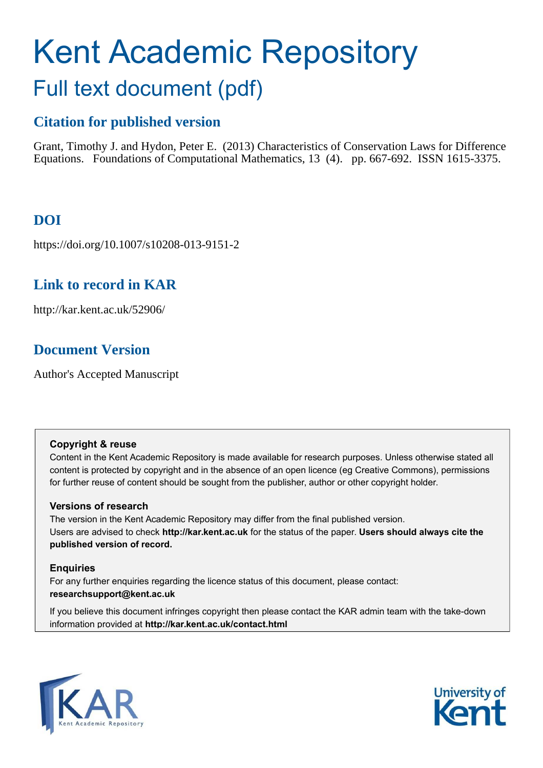# Kent Academic Repository

## Full text document (pdf)

### Citation for published version

Grant, Timothy J. and Hydon, Peter E. (2013) Characteristics of Conservation Laws for Difference Equations. Foundations of Computational Mathematics, 13 (4). pp. 667-692. ISSN 1615-3375.

### DOI

https://doi.org/10.1007/s10208-013-9151-2

### Link to record in KAR

http://kar.kent.ac.uk/52906/

### Document Version

Author's Accepted Manuscript

**Copyright & reuse**

Content in the Kent Academic Repository is made available for research purposes. Unless otherwise stated all content is protected by copyright and in the absence of an open licence (eg Creative Commons), permissions for further reuse of content should be sought from the publisher, author or other copyright holder.

**Versions of research**

The version in the Kent Academic Repository may differ from the final published version. Users are advised to check **http://kar.kent.ac.uk** for the status of the paper. **Users should always cite the published version of record.**

**Enquiries**

For any further enquiries regarding the licence status of this document, please contact: **researchsupport@kent.ac.uk**

If you believe this document infringes copyright then please contact the KAR admin team with the take-down information provided at **http://kar.kent.ac.uk/contact.html**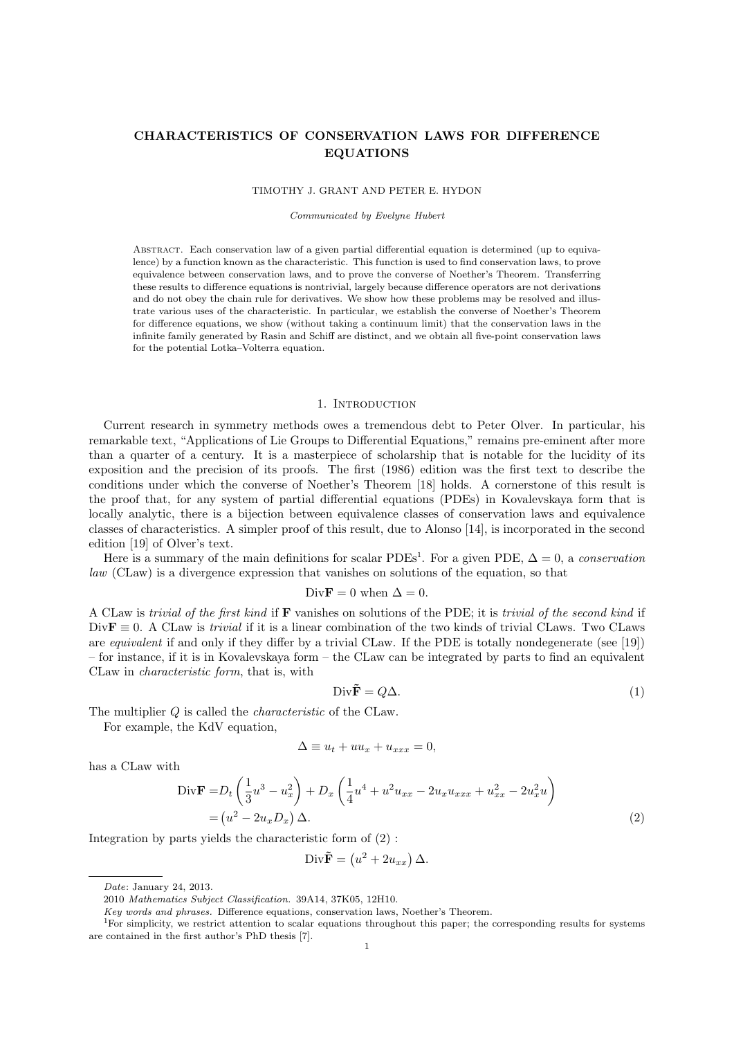# CHARACTERISTICS OF CONSERVATION LAWS FOR DIFFERENCE EQUATIONS

TIMOTHY J. GRANT AND PETER E. HYDON

*Communicated by Evelyne Hubert*

Abstract. Each conservation law of a given partial differential equation is determined (up to equivalence) by a function known as the characteristic. This function is used to find conservation laws, to prove equivalence between conservation laws, and to prove the converse of Noether's Theorem. Transferring these results to difference equations is nontrivial, largely because difference operators are not derivations and do not obey the chain rule for derivatives. We show how these problems may be resolved and illustrate various uses of the characteristic. In particular, we establish the converse of Noether's Theorem for difference equations, we show (without taking a continuum limit) that the conservation laws in the infinite family generated by Rasin and Schiff are distinct, and we obtain all five-point conservation laws for the potential Lotka–Volterra equation.

## 1. Introduction

Current research in symmetry methods owes a tremendous debt to Peter Olver. In particular, his remarkable text, "Applications of Lie Groups to Differential Equations," remains pre-eminent after more than a quarter of a century. It is a masterpiece of scholarship that is notable for the lucidity of its exposition and the precision of its proofs. The first (1986) edition was the first text to describe the conditions under which the converse of Noether's Theorem [18] holds. A cornerstone of this result is the proof that, for any system of partial differential equations (PDEs) in Kovalevskaya form that is locally analytic, there is a bijection between equivalence classes of conservation laws and equivalence classes of characteristics. A simpler proof of this result, due to Alonso [14], is incorporated in the second edition [19] of Olver's text.

Here is a summary of the main definitions for scalar PDEs[1]. For a given PDE, $\Delta = 0$, a *conservation law* (CLaw) is a divergence expression that vanishes on solutions of the equation, so that

$$\mathrm{Div}\mathbf{F} = 0 \text{ when } \Delta = 0.$$

A CLaw is *trivial of the first kind* if $\mathbf{F}$ vanishes on solutions of the PDE; it is *trivial of the second kind* if $\mathrm{Div}\mathbf{F} \equiv 0$. A CLaw is *trivial* if it is a linear combination of the two kinds of trivial CLaws. Two CLaws are *equivalent* if and only if they differ by a trivial CLaw. If the PDE is totally nondegenerate (see [19]) – for instance, if it is in Kovalevskaya form – the CLaw can be integrated by parts to find an equivalent CLaw in *characteristic form*, that is, with

$$\mathrm{Div}\tilde{\mathbf{F}} = Q\Delta. \tag{1}$$

The multiplier $Q$ is called the *characteristic* of the CLaw.

For example, the KdV equation,

$$\Delta \equiv u_t + uu_x + u_{xxx} = 0,$$

has a CLaw with

$$\begin{aligned}\mathrm{Div}\mathbf{F} =& D_t\left(\frac{1}{3}u^3 - u_x^2\right) + D_x\left(\frac{1}{4}u^4 + u^2u_{xx} - 2u_xu_{xxx} + u_{xx}^2 - 2u_x^2u\right)\\ =& \left(u^2 - 2u_xD_x\right)\Delta.\end{aligned} \tag{2}$$

Integration by parts yields the characteristic form of (2) :

$$\mathrm{Div}\tilde{\mathbf{F}} = \left(u^2 + 2u_{xx}\right)\Delta.$$

---

*Date*: January 24, 2013.

2010 *Mathematics Subject Classification.* 39A14, 37K05, 12H10.

*Key words and phrases.* Difference equations, conservation laws, Noether's Theorem.

[1] For simplicity, we restrict attention to scalar equations throughout this paper; the corresponding results for systems are contained in the first author's PhD thesis [7].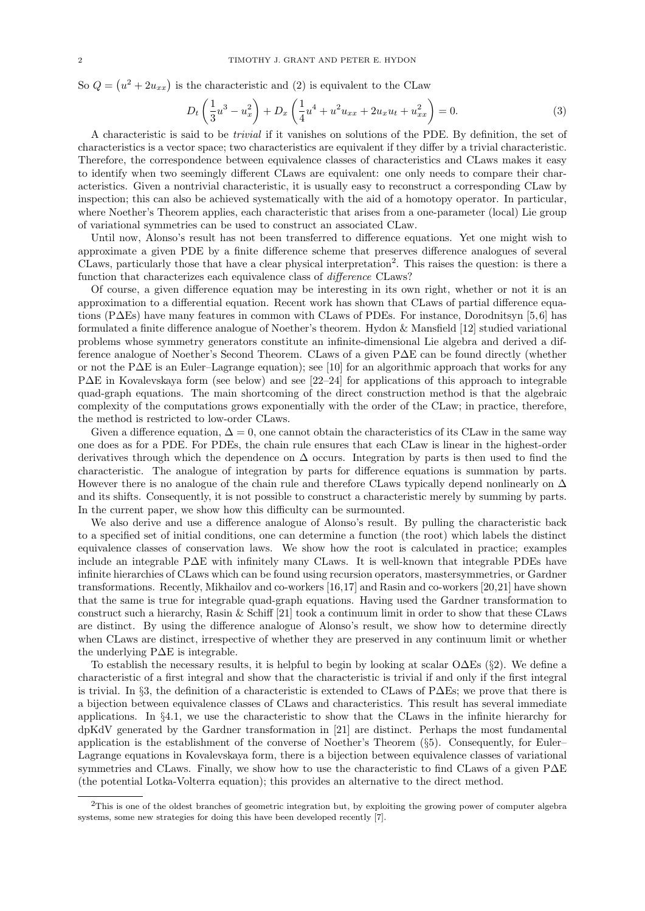So $Q = (u^2 + 2u_{xx})$ is the characteristic and (2) is equivalent to the CLaw

$$D_t\left(\frac{1}{3}u^3 - u_x^2\right) + D_x\left(\frac{1}{4}u^4 + u^2u_{xx} + 2u_xu_t + u_{xx}^2\right) = 0. \tag{3}$$

A characteristic is said to be *trivial* if it vanishes on solutions of the PDE. By definition, the set of characteristics is a vector space; two characteristics are equivalent if they differ by a trivial characteristic. Therefore, the correspondence between equivalence classes of characteristics and CLaws makes it easy to identify when two seemingly different CLaws are equivalent: one only needs to compare their characteristics. Given a nontrivial characteristic, it is usually easy to reconstruct a corresponding CLaw by inspection; this can also be achieved systematically with the aid of a homotopy operator. In particular, where Noether's Theorem applies, each characteristic that arises from a one-parameter (local) Lie group of variational symmetries can be used to construct an associated CLaw.

Until now, Alonso's result has not been transferred to difference equations. Yet one might wish to approximate a given PDE by a finite difference scheme that preserves difference analogues of several CLaws, particularly those that have a clear physical interpretation[2]. This raises the question: is there a function that characterizes each equivalence class of *difference* CLaws?

Of course, a given difference equation may be interesting in its own right, whether or not it is an approximation to a differential equation. Recent work has shown that CLaws of partial difference equations (PΔEs) have many features in common with CLaws of PDEs. For instance, Dorodnitsyn [5,6] has formulated a finite difference analogue of Noether's theorem. Hydon & Mansfield [12] studied variational problems whose symmetry generators constitute an infinite-dimensional Lie algebra and derived a difference analogue of Noether's Second Theorem. CLaws of a given PΔE can be found directly (whether or not the PΔE is an Euler–Lagrange equation); see [10] for an algorithmic approach that works for any PΔE in Kovalevskaya form (see below) and see [22–24] for applications of this approach to integrable quad-graph equations. The main shortcoming of the direct construction method is that the algebraic complexity of the computations grows exponentially with the order of the CLaw; in practice, therefore, the method is restricted to low-order CLaws.

Given a difference equation, $\Delta = 0$, one cannot obtain the characteristics of its CLaw in the same way one does as for a PDE. For PDEs, the chain rule ensures that each CLaw is linear in the highest-order derivatives through which the dependence on $\Delta$ occurs. Integration by parts is then used to find the characteristic. The analogue of integration by parts for difference equations is summation by parts. However there is no analogue of the chain rule and therefore CLaws typically depend nonlinearly on $\Delta$ and its shifts. Consequently, it is not possible to construct a characteristic merely by summing by parts. In the current paper, we show how this difficulty can be surmounted.

We also derive and use a difference analogue of Alonso's result. By pulling the characteristic back to a specified set of initial conditions, one can determine a function (the root) which labels the distinct equivalence classes of conservation laws. We show how the root is calculated in practice; examples include an integrable PΔE with infinitely many CLaws. It is well-known that integrable PDEs have infinite hierarchies of CLaws which can be found using recursion operators, mastersymmetries, or Gardner transformations. Recently, Mikhailov and co-workers [16,17] and Rasin and co-workers [20,21] have shown that the same is true for integrable quad-graph equations. Having used the Gardner transformation to construct such a hierarchy, Rasin & Schiff [21] took a continuum limit in order to show that these CLaws are distinct. By using the difference analogue of Alonso's result, we show how to determine directly when CLaws are distinct, irrespective of whether they are preserved in any continuum limit or whether the underlying PΔE is integrable.

To establish the necessary results, it is helpful to begin by looking at scalar OΔEs (§2). We define a characteristic of a first integral and show that the characteristic is trivial if and only if the first integral is trivial. In §3, the definition of a characteristic is extended to CLaws of PΔEs; we prove that there is a bijection between equivalence classes of CLaws and characteristics. This result has several immediate applications. In §4.1, we use the characteristic to show that the CLaws in the infinite hierarchy for dpKdV generated by the Gardner transformation in [21] are distinct. Perhaps the most fundamental application is the establishment of the converse of Noether's Theorem (§5). Consequently, for Euler–Lagrange equations in Kovalevskaya form, there is a bijection between equivalence classes of variational symmetries and CLaws. Finally, we show how to use the characteristic to find CLaws of a given PΔE (the potential Lotka-Volterra equation); this provides an alternative to the direct method.

---

[2]This is one of the oldest branches of geometric integration but, by exploiting the growing power of computer algebra systems, some new strategies for doing this have been developed recently [7].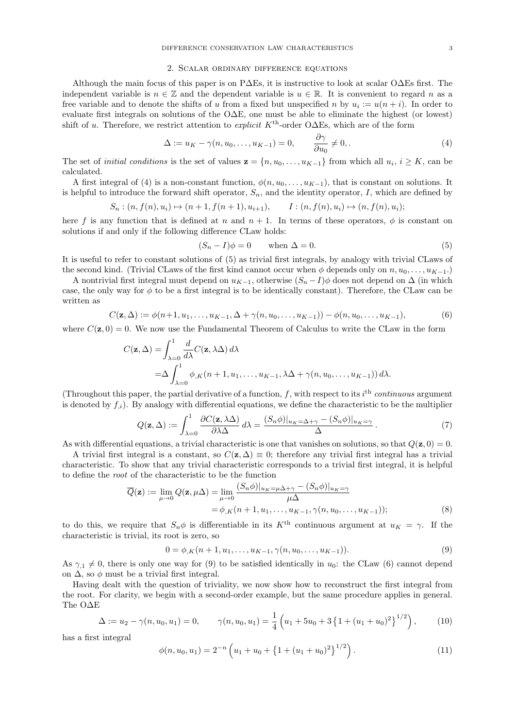## 2. Scalar ordinary difference equations

Although the main focus of this paper is on PΔEs, it is instructive to look at scalar OΔEs first. The independent variable is $n \in \mathbb{Z}$ and the dependent variable is $u \in \mathbb{R}$. It is convenient to regard $n$ as a free variable and to denote the shifts of $u$ from a fixed but unspecified $n$ by $u_i := u(n+i)$. In order to evaluate first integrals on solutions of the OΔE, one must be able to eliminate the highest (or lowest) shift of $u$. Therefore, we restrict attention to *explicit* $K^{\text{th}}$-order OΔEs, which are of the form

$$\Delta := u_K - \gamma(n, u_0, \ldots, u_{K-1}) = 0, \qquad \frac{\partial \gamma}{\partial u_0} \neq 0, . \tag{4}$$

The set of *initial conditions* is the set of values $\mathbf{z} = \{n, u_0, \ldots, u_{K-1}\}$ from which all $u_i$, $i \geq K$, can be calculated.

A first integral of (4) is a non-constant function, $\phi(n, u_0, \ldots, u_{K-1})$, that is constant on solutions. It is helpful to introduce the forward shift operator, $S_n$, and the identity operator, $I$, which are defined by

$$S_n : (n, f(n), u_i) \mapsto (n+1, f(n+1), u_{i+1}), \qquad I : (n, f(n), u_i) \mapsto (n, f(n), u_i);$$

here $f$ is any function that is defined at $n$ and $n+1$. In terms of these operators, $\phi$ is constant on solutions if and only if the following difference CLaw holds:

$$(S_n - I)\phi = 0 \qquad \text{when } \Delta = 0. \tag{5}$$

It is useful to refer to constant solutions of (5) as trivial first integrals, by analogy with trivial CLaws of the second kind. (Trivial CLaws of the first kind cannot occur when $\phi$ depends only on $n, u_0, \ldots, u_{K-1}$.)

A nontrivial first integral must depend on $u_{K-1}$, otherwise $(S_n - I)\phi$ does not depend on $\Delta$ (in which case, the only way for $\phi$ to be a first integral is to be identically constant). Therefore, the CLaw can be written as

$$C(\mathbf{z}, \Delta) := \phi(n+1, u_1, \ldots, u_{K-1}, \Delta + \gamma(n, u_0, \ldots, u_{K-1})) - \phi(n, u_0, \ldots, u_{K-1}), \tag{6}$$

where $C(\mathbf{z}, 0) = 0$. We now use the Fundamental Theorem of Calculus to write the CLaw in the form

$$\begin{aligned}
C(\mathbf{z}, \Delta) &= \int_{\lambda=0}^{1} \frac{d}{d\lambda} C(\mathbf{z}, \lambda\Delta)\, d\lambda \\
&= \Delta \int_{\lambda=0}^{1} \phi_{,K}(n+1, u_1, \ldots, u_{K-1}, \lambda\Delta + \gamma(n, u_0, \ldots, u_{K-1}))\, d\lambda.
\end{aligned}$$

(Throughout this paper, the partial derivative of a function, $f$, with respect to its $i^{\text{th}}$ *continuous* argument is denoted by $f_{,i}$). By analogy with differential equations, we define the characteristic to be the multiplier

$$Q(\mathbf{z}, \Delta) := \int_{\lambda=0}^{1} \frac{\partial C(\mathbf{z}, \lambda\Delta)}{\partial \lambda\Delta}\, d\lambda = \frac{(S_n\phi)|_{u_K = \Delta+\gamma} - (S_n\phi)|_{u_K=\gamma}}{\Delta}. \tag{7}$$

As with differential equations, a trivial characteristic is one that vanishes on solutions, so that $Q(\mathbf{z}, 0) = 0$.

A trivial first integral is a constant, so $C(\mathbf{z}, \Delta) \equiv 0$; therefore any trivial first integral has a trivial characteristic. To show that any trivial characteristic corresponds to a trivial first integral, it is helpful to define the *root* of the characteristic to be the function

$$\begin{aligned}
\overline{Q}(\mathbf{z}) := \lim_{\mu \to 0} Q(\mathbf{z}, \mu\Delta) &= \lim_{\mu \to 0} \frac{(S_n\phi)|_{u_K = \mu\Delta+\gamma} - (S_n\phi)|_{u_K=\gamma}}{\mu\Delta} \\
&= \phi_{,K}(n+1, u_1, \ldots, u_{K-1}, \gamma(n, u_0, \ldots, u_{K-1}));
\end{aligned} \tag{8}$$

to do this, we require that $S_n\phi$ is differentiable in its $K^{\text{th}}$ continuous argument at $u_K = \gamma$. If the characteristic is trivial, its root is zero, so

$$0 = \phi_{,K}(n+1, u_1, \ldots, u_{K-1}, \gamma(n, u_0, \ldots, u_{K-1})). \tag{9}$$

As $\gamma_{,1} \neq 0$, there is only one way for (9) to be satisfied identically in $u_0$: the CLaw (6) cannot depend on $\Delta$, so $\phi$ must be a trivial first integral.

Having dealt with the question of triviality, we now show how to reconstruct the first integral from the root. For clarity, we begin with a second-order example, but the same procedure applies in general. The OΔE

$$\Delta := u_2 - \gamma(n, u_0, u_1) = 0, \qquad \gamma(n, u_0, u_1) = \frac{1}{4}\left(u_1 + 5u_0 + 3\left\{1 + (u_1 + u_0)^2\right\}^{1/2}\right), \tag{10}$$

has a first integral

$$\phi(n, u_0, u_1) = 2^{-n}\left(u_1 + u_0 + \left\{1 + (u_1 + u_0)^2\right\}^{1/2}\right). \tag{11}$$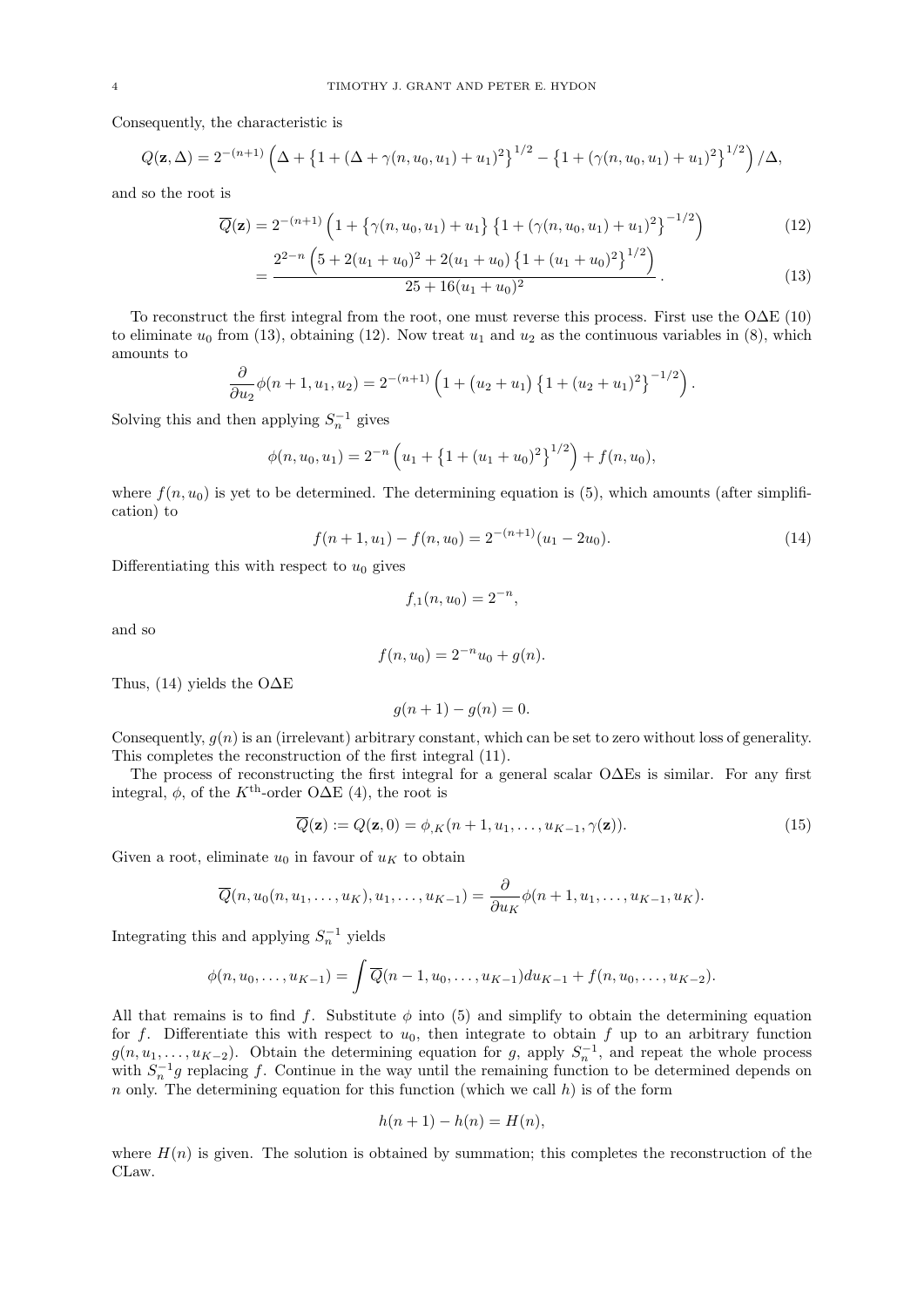Consequently, the characteristic is

$$Q(\mathbf{z},\Delta) = 2^{-(n+1)}\left(\Delta + \left\{1+(\Delta+\gamma(n,u_0,u_1)+u_1)^2\right\}^{1/2} - \left\{1+(\gamma(n,u_0,u_1)+u_1)^2\right\}^{1/2}\right)/\Delta,$$

and so the root is

$$\overline{Q}(\mathbf{z}) = 2^{-(n+1)}\left(1+\left\{\gamma(n,u_0,u_1)+u_1\right\}\left\{1+(\gamma(n,u_0,u_1)+u_1)^2\right\}^{-1/2}\right) \tag{12}$$

$$= \frac{2^{2-n}\left(5+2(u_1+u_0)^2+2(u_1+u_0)\left\{1+(u_1+u_0)^2\right\}^{1/2}\right)}{25+16(u_1+u_0)^2}. \tag{13}$$

To reconstruct the first integral from the root, one must reverse this process. First use the OΔE (10) to eliminate $u_0$ from (13), obtaining (12). Now treat $u_1$ and $u_2$ as the continuous variables in (8), which amounts to

$$\frac{\partial}{\partial u_2}\phi(n+1,u_1,u_2) = 2^{-(n+1)}\left(1+\left(u_2+u_1\right)\left\{1+(u_2+u_1)^2\right\}^{-1/2}\right).$$

Solving this and then applying $S_n^{-1}$ gives

$$\phi(n,u_0,u_1) = 2^{-n}\left(u_1+\left\{1+(u_1+u_0)^2\right\}^{1/2}\right)+f(n,u_0),$$

where $f(n,u_0)$ is yet to be determined. The determining equation is (5), which amounts (after simplification) to

$$f(n+1,u_1)-f(n,u_0) = 2^{-(n+1)}(u_1-2u_0). \tag{14}$$

Differentiating this with respect to $u_0$ gives

$$f_{,1}(n,u_0) = 2^{-n},$$

and so

$$f(n,u_0) = 2^{-n}u_0+g(n).$$

Thus, (14) yields the OΔE

$$g(n+1)-g(n)=0.$$

Consequently, $g(n)$ is an (irrelevant) arbitrary constant, which can be set to zero without loss of generality. This completes the reconstruction of the first integral (11).

The process of reconstructing the first integral for a general scalar OΔEs is similar. For any first integral, $\phi$, of the $K^{\text{th}}$-order OΔE (4), the root is

$$\overline{Q}(\mathbf{z}) := Q(\mathbf{z},0) = \phi_{,K}(n+1,u_1,\ldots,u_{K-1},\gamma(\mathbf{z})). \tag{15}$$

Given a root, eliminate $u_0$ in favour of $u_K$ to obtain

$$\overline{Q}(n,u_0(n,u_1,\ldots,u_K),u_1,\ldots,u_{K-1}) = \frac{\partial}{\partial u_K}\phi(n+1,u_1,\ldots,u_{K-1},u_K).$$

Integrating this and applying $S_n^{-1}$ yields

$$\phi(n,u_0,\ldots,u_{K-1}) = \int \overline{Q}(n-1,u_0,\ldots,u_{K-1})du_{K-1}+f(n,u_0,\ldots,u_{K-2}).$$

All that remains is to find $f$. Substitute $\phi$ into (5) and simplify to obtain the determining equation for $f$. Differentiate this with respect to $u_0$, then integrate to obtain $f$ up to an arbitrary function $g(n,u_1,\ldots,u_{K-2})$. Obtain the determining equation for $g$, apply $S_n^{-1}$, and repeat the whole process with $S_n^{-1}g$ replacing $f$. Continue in the way until the remaining function to be determined depends on $n$ only. The determining equation for this function (which we call $h$) is of the form

$$h(n+1)-h(n) = H(n),$$

where $H(n)$ is given. The solution is obtained by summation; this completes the reconstruction of the CLaw.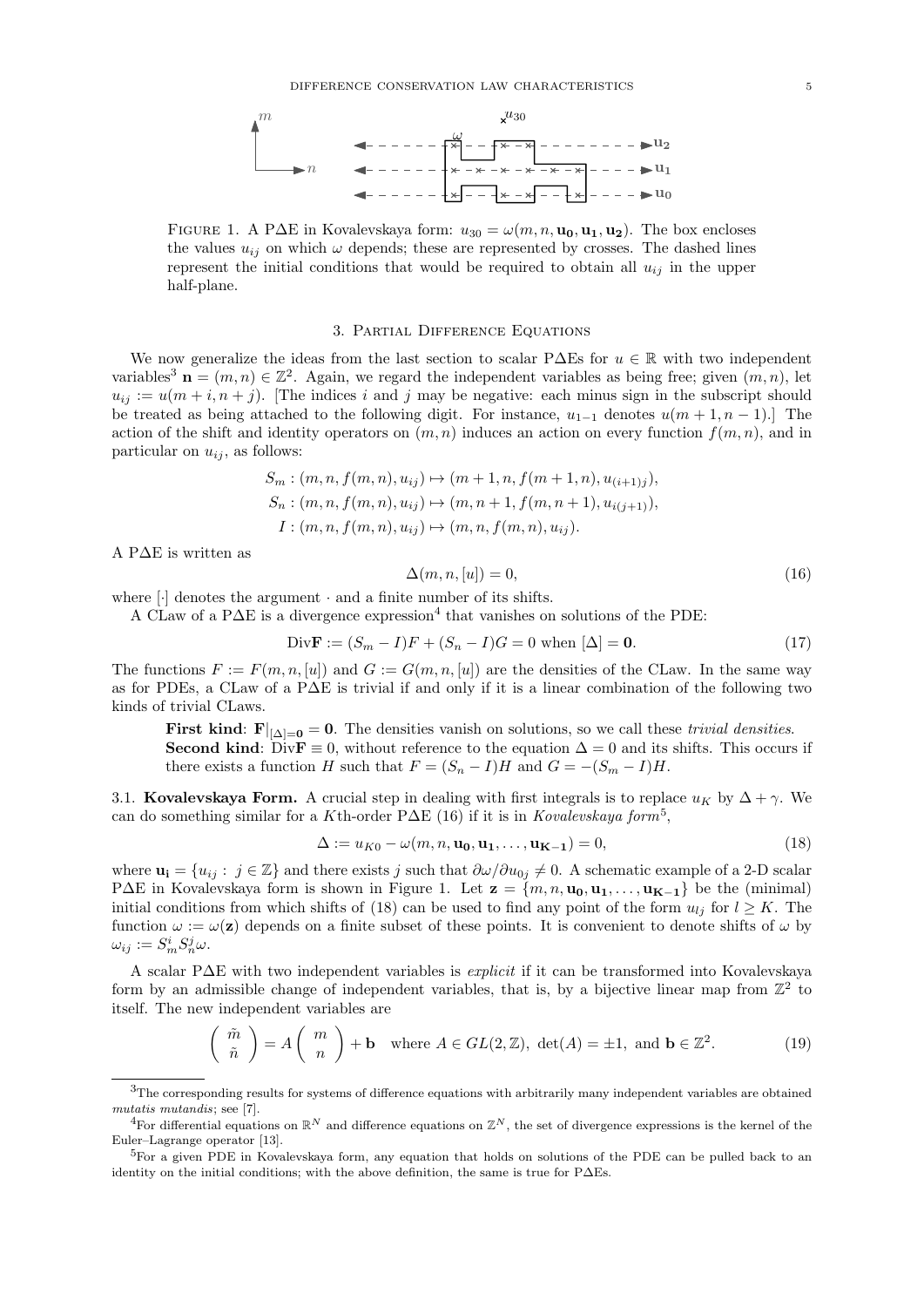FIGURE 1. A P$\Delta$E in Kovalevskaya form: $u_{30} = \omega(m, n, \mathbf{u_0}, \mathbf{u_1}, \mathbf{u_2})$. The box encloses the values $u_{ij}$ on which $\omega$ depends; these are represented by crosses. The dashed lines represent the initial conditions that would be required to obtain all $u_{ij}$ in the upper half-plane.

## 3. Partial Difference Equations

We now generalize the ideas from the last section to scalar P$\Delta$Es for $u \in \mathbb{R}$ with two independent variables[3] $\mathbf{n} = (m, n) \in \mathbb{Z}^2$. Again, we regard the independent variables as being free; given $(m, n)$, let $u_{ij} := u(m+i, n+j)$. [The indices $i$ and $j$ may be negative: each minus sign in the subscript should be treated as being attached to the following digit. For instance, $u_{1-1}$ denotes $u(m+1, n-1)$.] The action of the shift and identity operators on $(m, n)$ induces an action on every function $f(m, n)$, and in particular on $u_{ij}$, as follows:

$$
\begin{aligned}
S_m &: (m, n, f(m,n), u_{ij}) \mapsto (m+1, n, f(m+1, n), u_{(i+1)j}),\\
S_n &: (m, n, f(m,n), u_{ij}) \mapsto (m, n+1, f(m, n+1), u_{i(j+1)}),\\
I &: (m, n, f(m,n), u_{ij}) \mapsto (m, n, f(m, n), u_{ij}).
\end{aligned}
$$

A P$\Delta$E is written as

$$
\Delta(m, n, [u]) = 0, \tag{16}
$$

where $[\cdot]$ denotes the argument $\cdot$ and a finite number of its shifts.

A CLaw of a P$\Delta$E is a divergence expression[4] that vanishes on solutions of the PDE:

$$
\mathrm{Div}\mathbf{F} := (S_m - I)F + (S_n - I)G = 0 \text{ when } [\Delta] = \mathbf{0}. \tag{17}
$$

The functions $F := F(m, n, [u])$ and $G := G(m, n, [u])$ are the densities of the CLaw. In the same way as for PDEs, a CLaw of a P$\Delta$E is trivial if and only if it is a linear combination of the following two kinds of trivial CLaws.

> **First kind**: $\mathbf{F}|_{[\Delta]=\mathbf{0}} = \mathbf{0}$. The densities vanish on solutions, so we call these *trivial densities*.
> **Second kind**: $\mathrm{Div}\mathbf{F} \equiv 0$, without reference to the equation $\Delta = 0$ and its shifts. This occurs if there exists a function $H$ such that $F = (S_n - I)H$ and $G = -(S_m - I)H$.

### 3.1. Kovalevskaya Form.

A crucial step in dealing with first integrals is to replace $u_K$ by $\Delta + \gamma$. We can do something similar for a $K$th-order P$\Delta$E (16) if it is in *Kovalevskaya form*[5],

$$
\Delta := u_{K0} - \omega(m, n, \mathbf{u_0}, \mathbf{u_1}, \ldots, \mathbf{u_{K-1}}) = 0, \tag{18}
$$

where $\mathbf{u_i} = \{u_{ij} : j \in \mathbb{Z}\}$ and there exists $j$ such that $\partial\omega/\partial u_{0j} \neq 0$. A schematic example of a 2-D scalar P$\Delta$E in Kovalevskaya form is shown in Figure 1. Let $\mathbf{z} = \{m, n, \mathbf{u_0}, \mathbf{u_1}, \ldots, \mathbf{u_{K-1}}\}$ be the (minimal) initial conditions from which shifts of (18) can be used to find any point of the form $u_{lj}$ for $l \geq K$. The function $\omega := \omega(\mathbf{z})$ depends on a finite subset of these points. It is convenient to denote shifts of $\omega$ by $\omega_{ij} := S_m^i S_n^j \omega$.

A scalar P$\Delta$E with two independent variables is *explicit* if it can be transformed into Kovalevskaya form by an admissible change of independent variables, that is, by a bijective linear map from $\mathbb{Z}^2$ to itself. The new independent variables are

$$
\begin{pmatrix} \tilde{m} \\ \tilde{n} \end{pmatrix} = A \begin{pmatrix} m \\ n \end{pmatrix} + \mathbf{b} \quad \text{where } A \in GL(2, \mathbb{Z}),\ \det(A) = \pm 1, \text{ and } \mathbf{b} \in \mathbb{Z}^2. \tag{19}
$$

---

[3] The corresponding results for systems of difference equations with arbitrarily many independent variables are obtained *mutatis mutandis*; see [7].

[4] For differential equations on $\mathbb{R}^N$ and difference equations on $\mathbb{Z}^N$, the set of divergence expressions is the kernel of the Euler–Lagrange operator [13].

[5] For a given PDE in Kovalevskaya form, any equation that holds on solutions of the PDE can be pulled back to an identity on the initial conditions; with the above definition, the same is true for P$\Delta$Es.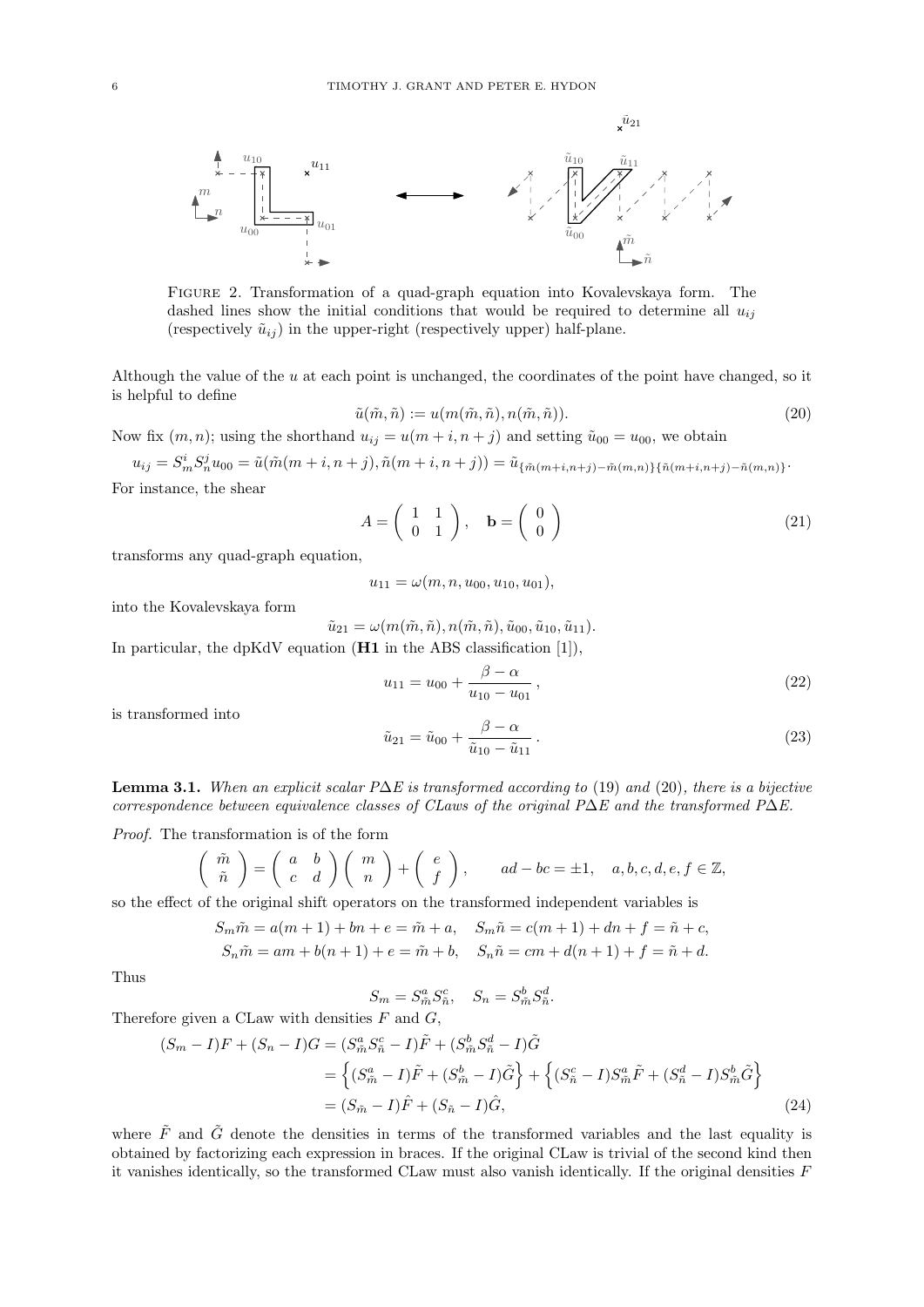FIGURE 2. Transformation of a quad-graph equation into Kovalevskaya form. The dashed lines show the initial conditions that would be required to determine all $u_{ij}$ (respectively $\tilde{u}_{ij}$) in the upper-right (respectively upper) half-plane.

Although the value of the $u$ at each point is unchanged, the coordinates of the point have changed, so it is helpful to define

$$\tilde{u}(\tilde{m}, \tilde{n}) := u(m(\tilde{m}, \tilde{n}), n(\tilde{m}, \tilde{n})). \tag{20}$$

Now fix $(m, n)$; using the shorthand $u_{ij} = u(m + i, n + j)$ and setting $\tilde{u}_{00} = u_{00}$, we obtain

$$u_{ij} = S_m^i S_n^j u_{00} = \tilde{u}(\tilde{m}(m + i, n + j), \tilde{n}(m + i, n + j)) = \tilde{u}_{\{\tilde{m}(m+i,n+j)-\tilde{m}(m,n)\}\{\tilde{n}(m+i,n+j)-\tilde{n}(m,n)\}}.$$

For instance, the shear

$$A = \begin{pmatrix} 1 & 1 \\ 0 & 1 \end{pmatrix}, \quad \mathbf{b} = \begin{pmatrix} 0 \\ 0 \end{pmatrix} \tag{21}$$

transforms any quad-graph equation,

$$u_{11} = \omega(m, n, u_{00}, u_{10}, u_{01}),$$

into the Kovalevskaya form

$$\tilde{u}_{21} = \omega(m(\tilde{m}, \tilde{n}), n(\tilde{m}, \tilde{n}), \tilde{u}_{00}, \tilde{u}_{10}, \tilde{u}_{11}).$$

In particular, the dpKdV equation (**H1** in the ABS classification [1]),

$$u_{11} = u_{00} + \frac{\beta - \alpha}{u_{10} - u_{01}}, \tag{22}$$

is transformed into

$$\tilde{u}_{21} = \tilde{u}_{00} + \frac{\beta - \alpha}{\tilde{u}_{10} - \tilde{u}_{11}}. \tag{23}$$

**Lemma 3.1.** *When an explicit scalar P$\Delta$E is transformed according to* (19) *and* (20)*, there is a bijective correspondence between equivalence classes of CLaws of the original P$\Delta$E and the transformed P$\Delta$E.*

*Proof.* The transformation is of the form

$$\begin{pmatrix} \tilde{m} \\ \tilde{n} \end{pmatrix} = \begin{pmatrix} a & b \\ c & d \end{pmatrix} \begin{pmatrix} m \\ n \end{pmatrix} + \begin{pmatrix} e \\ f \end{pmatrix}, \qquad ad - bc = \pm 1, \quad a, b, c, d, e, f \in \mathbb{Z},$$

so the effect of the original shift operators on the transformed independent variables is

$$S_m \tilde{m} = a(m + 1) + bn + e = \tilde{m} + a, \quad S_m \tilde{n} = c(m + 1) + dn + f = \tilde{n} + c,$$
$$S_n \tilde{m} = am + b(n + 1) + e = \tilde{m} + b, \quad S_n \tilde{n} = cm + d(n + 1) + f = \tilde{n} + d.$$

Thus

$$S_m = S_{\tilde{m}}^a S_{\tilde{n}}^c, \quad S_n = S_{\tilde{m}}^b S_{\tilde{n}}^d.$$

Therefore given a CLaw with densities $F$ and $G$,

$$\begin{aligned}(S_m - I)F + (S_n - I)G &= (S_{\tilde{m}}^a S_{\tilde{n}}^c - I)\tilde{F} + (S_{\tilde{m}}^b S_{\tilde{n}}^d - I)\tilde{G} \\ &= \left\{(S_{\tilde{m}}^a - I)\tilde{F} + (S_{\tilde{m}}^b - I)\tilde{G}\right\} + \left\{(S_{\tilde{n}}^c - I)S_{\tilde{m}}^a \tilde{F} + (S_{\tilde{n}}^d - I)S_{\tilde{m}}^b \tilde{G}\right\} \\ &= (S_{\tilde{m}} - I)\hat{F} + (S_{\tilde{n}} - I)\hat{G}, \end{aligned} \tag{24}$$

where $\tilde{F}$ and $\tilde{G}$ denote the densities in terms of the transformed variables and the last equality is obtained by factorizing each expression in braces. If the original CLaw is trivial of the second kind then it vanishes identically, so the transformed CLaw must also vanish identically. If the original densities $F$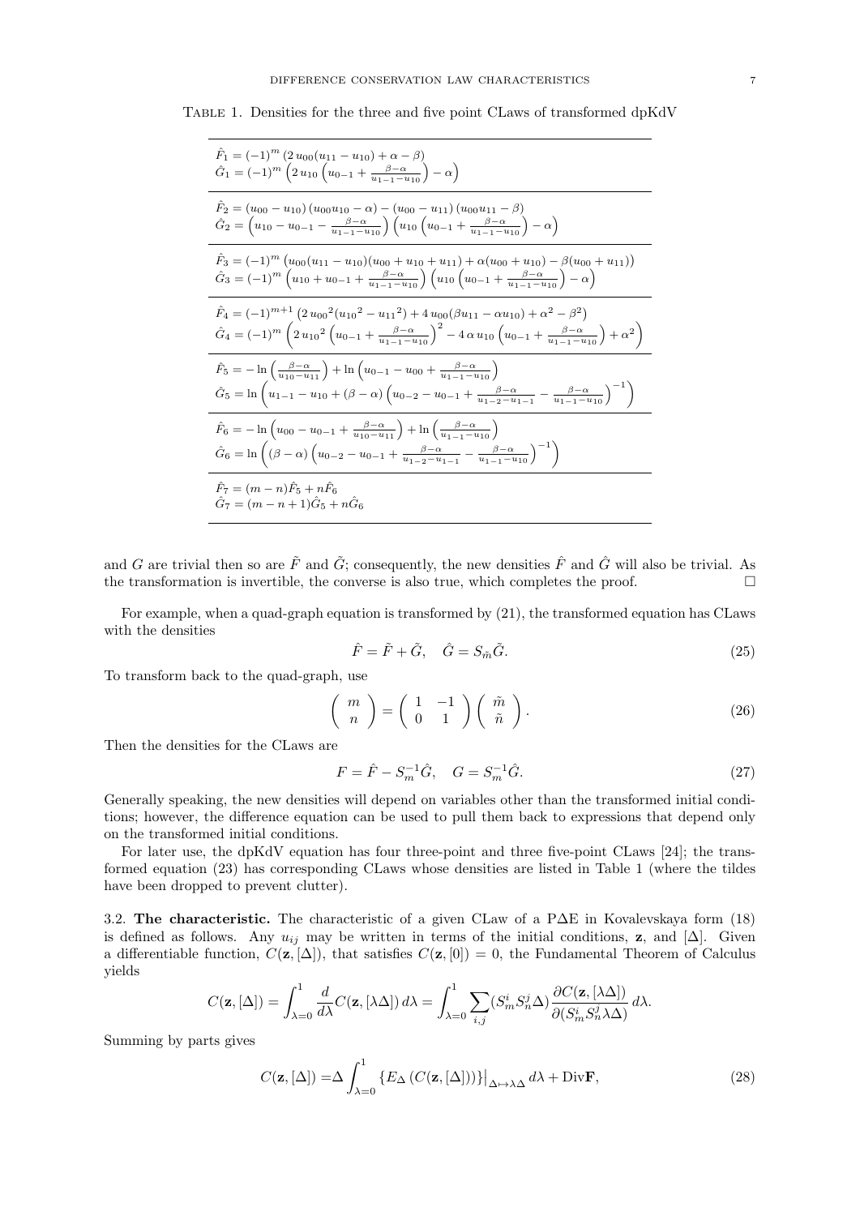Table 1. Densities for the three and five point CLaws of transformed dpKdV

$$\hat{F}_1 = (-1)^m \left(2\, u_{00}(u_{11} - u_{10}) + \alpha - \beta\right)$$
$$\hat{G}_1 = (-1)^m \left(2\, u_{10} \left(u_{0-1} + \tfrac{\beta-\alpha}{u_{1-1}-u_{10}}\right) - \alpha\right)$$

$$\hat{F}_2 = (u_{00} - u_{10})\,(u_{00}u_{10} - \alpha) - (u_{00} - u_{11})\,(u_{00}u_{11} - \beta)$$
$$\hat{G}_2 = \left(u_{10} - u_{0-1} - \tfrac{\beta-\alpha}{u_{1-1}-u_{10}}\right)\left(u_{10}\left(u_{0-1} + \tfrac{\beta-\alpha}{u_{1-1}-u_{10}}\right) - \alpha\right)$$

$$\hat{F}_3 = (-1)^m \left(u_{00}(u_{11} - u_{10})(u_{00} + u_{10} + u_{11}) + \alpha(u_{00} + u_{10}) - \beta(u_{00} + u_{11})\right)$$
$$\hat{G}_3 = (-1)^m \left(u_{10} + u_{0-1} + \tfrac{\beta-\alpha}{u_{1-1}-u_{10}}\right)\left(u_{10}\left(u_{0-1} + \tfrac{\beta-\alpha}{u_{1-1}-u_{10}}\right) - \alpha\right)$$

$$\hat{F}_4 = (-1)^{m+1} \left(2\, {u_{00}}^2({u_{10}}^2 - {u_{11}}^2) + 4\, u_{00}(\beta u_{11} - \alpha u_{10}) + \alpha^2 - \beta^2\right)$$
$$\hat{G}_4 = (-1)^m \left(2\, {u_{10}}^2\left(u_{0-1} + \tfrac{\beta-\alpha}{u_{1-1}-u_{10}}\right)^2 - 4\,\alpha\, u_{10}\left(u_{0-1} + \tfrac{\beta-\alpha}{u_{1-1}-u_{10}}\right) + \alpha^2\right)$$

$$\hat{F}_5 = -\ln\left(\tfrac{\beta-\alpha}{u_{10}-u_{11}}\right) + \ln\left(u_{0-1} - u_{00} + \tfrac{\beta-\alpha}{u_{1-1}-u_{10}}\right)$$
$$\hat{G}_5 = \ln\left(u_{1-1} - u_{10} + (\beta-\alpha)\left(u_{0-2} - u_{0-1} + \tfrac{\beta-\alpha}{u_{1-2}-u_{1-1}} - \tfrac{\beta-\alpha}{u_{1-1}-u_{10}}\right)^{-1}\right)$$

$$\hat{F}_6 = -\ln\left(u_{00} - u_{0-1} + \tfrac{\beta-\alpha}{u_{10}-u_{11}}\right) + \ln\left(\tfrac{\beta-\alpha}{u_{1-1}-u_{10}}\right)$$
$$\hat{G}_6 = \ln\left((\beta-\alpha)\left(u_{0-2} - u_{0-1} + \tfrac{\beta-\alpha}{u_{1-2}-u_{1-1}} - \tfrac{\beta-\alpha}{u_{1-1}-u_{10}}\right)^{-1}\right)$$

$$\hat{F}_7 = (m-n)\hat{F}_5 + n\hat{F}_6$$
$$\hat{G}_7 = (m-n+1)\hat{G}_5 + n\hat{G}_6$$

and $G$ are trivial then so are $\tilde{F}$ and $\tilde{G}$; consequently, the new densities $\hat{F}$ and $\hat{G}$ will also be trivial. As the transformation is invertible, the converse is also true, which completes the proof. □

For example, when a quad-graph equation is transformed by (21), the transformed equation has CLaws with the densities

$$\hat{F} = \tilde{F} + \tilde{G}, \quad \hat{G} = S_{\tilde{m}}\tilde{G}. \tag{25}$$

To transform back to the quad-graph, use

$$\begin{pmatrix} m \\ n \end{pmatrix} = \begin{pmatrix} 1 & -1 \\ 0 & 1 \end{pmatrix}\begin{pmatrix} \tilde{m} \\ \tilde{n} \end{pmatrix}. \tag{26}$$

Then the densities for the CLaws are

$$F = \hat{F} - S_m^{-1}\hat{G}, \quad G = S_m^{-1}\hat{G}. \tag{27}$$

Generally speaking, the new densities will depend on variables other than the transformed initial conditions; however, the difference equation can be used to pull them back to expressions that depend only on the transformed initial conditions.

For later use, the dpKdV equation has four three-point and three five-point CLaws [24]; the transformed equation (23) has corresponding CLaws whose densities are listed in Table 1 (where the tildes have been dropped to prevent clutter).

**3.2. The characteristic.** The characteristic of a given CLaw of a PΔE in Kovalevskaya form (18) is defined as follows. Any $u_{ij}$ may be written in terms of the initial conditions, $\mathbf{z}$, and $[\Delta]$. Given a differentiable function, $C(\mathbf{z}, [\Delta])$, that satisfies $C(\mathbf{z}, [0]) = 0$, the Fundamental Theorem of Calculus yields

$$C(\mathbf{z}, [\Delta]) = \int_{\lambda=0}^{1} \frac{d}{d\lambda} C(\mathbf{z}, [\lambda\Delta])\, d\lambda = \int_{\lambda=0}^{1} \sum_{i,j} (S_m^i S_n^j \Delta) \frac{\partial C(\mathbf{z}, [\lambda\Delta])}{\partial (S_m^i S_n^j \lambda\Delta)}\, d\lambda.$$

Summing by parts gives

$$C(\mathbf{z}, [\Delta]) = \Delta \int_{\lambda=0}^{1} \left\{E_\Delta\left(C(\mathbf{z}, [\Delta])\right)\right\}\big|_{\Delta\mapsto\lambda\Delta}\, d\lambda + \mathrm{Div}\mathbf{F}, \tag{28}$$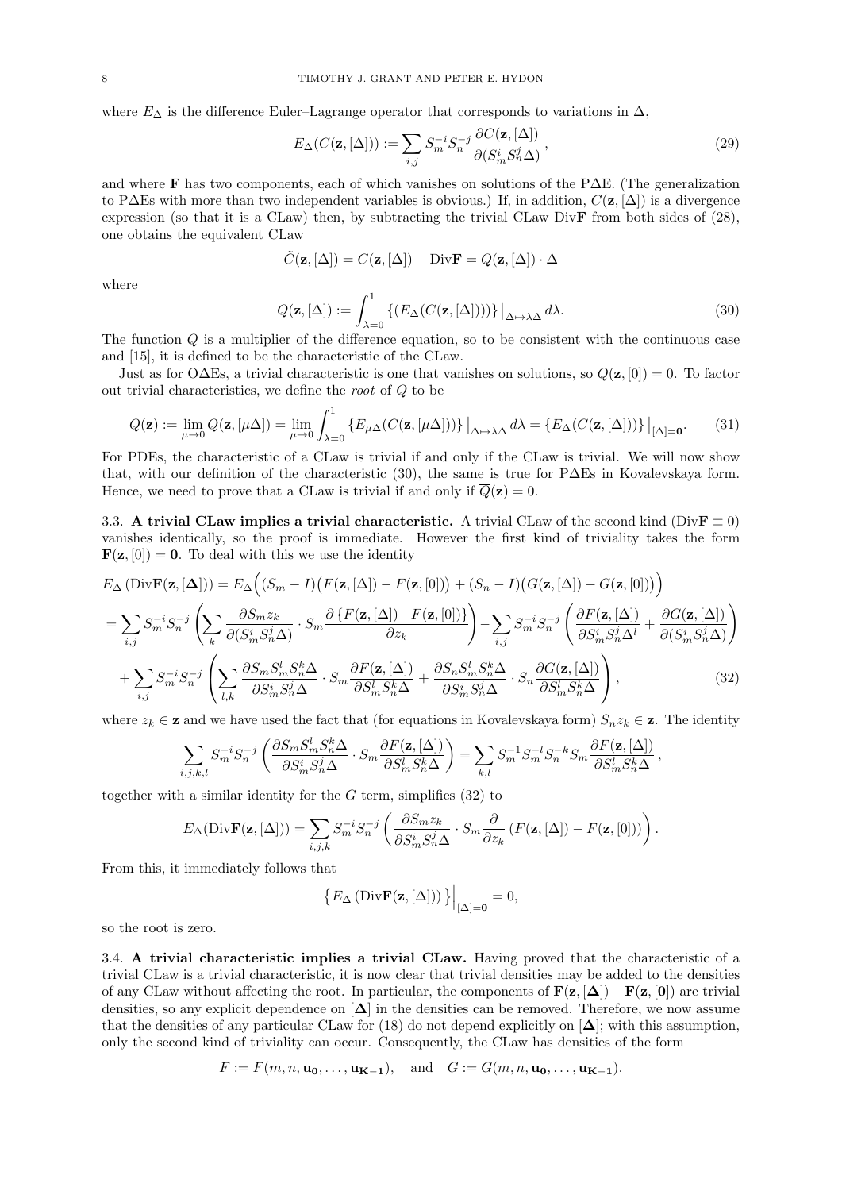where $E_\Delta$ is the difference Euler–Lagrange operator that corresponds to variations in $\Delta$,

$$E_\Delta(C(\mathbf{z},[\Delta])) := \sum_{i,j} S_m^{-i} S_n^{-j} \frac{\partial C(\mathbf{z},[\Delta])}{\partial (S_m^i S_n^j \Delta)}\,, \tag{29}$$

and where $\mathbf{F}$ has two components, each of which vanishes on solutions of the P$\Delta$E. (The generalization to P$\Delta$Es with more than two independent variables is obvious.) If, in addition, $C(\mathbf{z},[\Delta])$ is a divergence expression (so that it is a CLaw) then, by subtracting the trivial CLaw Div$\mathbf{F}$ from both sides of (28), one obtains the equivalent CLaw

$$\tilde{C}(\mathbf{z},[\Delta]) = C(\mathbf{z},[\Delta]) - \mathrm{Div}\mathbf{F} = Q(\mathbf{z},[\Delta])\cdot\Delta$$

where

$$Q(\mathbf{z},[\Delta]) := \int_{\lambda=0}^{1} \left\{ (E_\Delta(C(\mathbf{z},[\Delta]))) \right\}\big|_{\Delta\mapsto\lambda\Delta}\, d\lambda. \tag{30}$$

The function $Q$ is a multiplier of the difference equation, so to be consistent with the continuous case and [15], it is defined to be the characteristic of the CLaw.

Just as for O$\Delta$Es, a trivial characteristic is one that vanishes on solutions, so $Q(\mathbf{z},[0]) = 0$. To factor out trivial characteristics, we define the *root* of $Q$ to be

$$\overline{Q}(\mathbf{z}) := \lim_{\mu\to 0} Q(\mathbf{z},[\mu\Delta]) = \lim_{\mu\to 0} \int_{\lambda=0}^{1} \left\{ E_{\mu\Delta}(C(\mathbf{z},[\mu\Delta])) \right\}\big|_{\Delta\mapsto\lambda\Delta}\, d\lambda = \left\{ E_\Delta(C(\mathbf{z},[\Delta])) \right\}\big|_{[\Delta]=\mathbf{0}}. \tag{31}$$

For PDEs, the characteristic of a CLaw is trivial if and only if the CLaw is trivial. We will now show that, with our definition of the characteristic (30), the same is true for P$\Delta$Es in Kovalevskaya form. Hence, we need to prove that a CLaw is trivial if and only if $\overline{Q}(\mathbf{z}) = 0$.

3.3. **A trivial CLaw implies a trivial characteristic.** A trivial CLaw of the second kind (Div$\mathbf{F}\equiv 0$) vanishes identically, so the proof is immediate. However the first kind of triviality takes the form $\mathbf{F}(\mathbf{z},[0]) = \mathbf{0}$. To deal with this we use the identity

$$\begin{aligned}
&E_\Delta\left(\mathrm{Div}\mathbf{F}(\mathbf{z},[\boldsymbol{\Delta}])\right) = E_\Delta\Big( (S_m - I)\big(F(\mathbf{z},[\Delta]) - F(\mathbf{z},[0])\big) + (S_n - I)\big(G(\mathbf{z},[\Delta]) - G(\mathbf{z},[0])\big)\Big) \\
&= \sum_{i,j} S_m^{-i} S_n^{-j} \left( \sum_k \frac{\partial S_m z_k}{\partial (S_m^i S_n^j \Delta)} \cdot S_m \frac{\partial\left\{F(\mathbf{z},[\Delta]) - F(\mathbf{z},[0])\right\}}{\partial z_k} \right) - \sum_{i,j} S_m^{-i} S_n^{-j} \left( \frac{\partial F(\mathbf{z},[\Delta])}{\partial S_m^i S_n^j \Delta^l} + \frac{\partial G(\mathbf{z},[\Delta])}{\partial (S_m^i S_n^j \Delta)} \right) \\
&\quad + \sum_{i,j} S_m^{-i} S_n^{-j} \left( \sum_{l,k} \frac{\partial S_m S_m^l S_n^k \Delta}{\partial S_m^i S_n^j \Delta} \cdot S_m \frac{\partial F(\mathbf{z},[\Delta])}{\partial S_m^l S_n^k \Delta} + \frac{\partial S_n S_m^l S_n^k \Delta}{\partial S_m^i S_n^j \Delta} \cdot S_n \frac{\partial G(\mathbf{z},[\Delta])}{\partial S_m^l S_n^k \Delta} \right),
\end{aligned} \tag{32}$$

where $z_k \in \mathbf{z}$ and we have used the fact that (for equations in Kovalevskaya form) $S_n z_k \in \mathbf{z}$. The identity

$$\sum_{i,j,k,l} S_m^{-i} S_n^{-j} \left( \frac{\partial S_m S_m^l S_n^k \Delta}{\partial S_m^i S_n^j \Delta} \cdot S_m \frac{\partial F(\mathbf{z},[\Delta])}{\partial S_m^l S_n^k \Delta} \right) = \sum_{k,l} S_m^{-1} S_m^{-l} S_n^{-k} S_m \frac{\partial F(\mathbf{z},[\Delta])}{\partial S_m^l S_n^k \Delta}\,,$$

together with a similar identity for the $G$ term, simplifies (32) to

$$E_\Delta(\mathrm{Div}\mathbf{F}(\mathbf{z},[\Delta])) = \sum_{i,j,k} S_m^{-i} S_n^{-j} \left( \frac{\partial S_m z_k}{\partial S_m^i S_n^j \Delta} \cdot S_m \frac{\partial}{\partial z_k}\left( F(\mathbf{z},[\Delta]) - F(\mathbf{z},[0]) \right) \right).$$

From this, it immediately follows that

$$\left\{ E_\Delta\left(\mathrm{Div}\mathbf{F}(\mathbf{z},[\Delta])\right) \right\}\Big|_{[\Delta]=\mathbf{0}} = 0,$$

so the root is zero.

3.4. **A trivial characteristic implies a trivial CLaw.** Having proved that the characteristic of a trivial CLaw is a trivial characteristic, it is now clear that trivial densities may be added to the densities of any CLaw without affecting the root. In particular, the components of $\mathbf{F}(\mathbf{z},[\boldsymbol{\Delta}]) - \mathbf{F}(\mathbf{z},[\mathbf{0}])$ are trivial densities, so any explicit dependence on $[\boldsymbol{\Delta}]$ in the densities can be removed. Therefore, we now assume that the densities of any particular CLaw for (18) do not depend explicitly on $[\boldsymbol{\Delta}]$; with this assumption, only the second kind of triviality can occur. Consequently, the CLaw has densities of the form

$$F := F(m,n,\mathbf{u_0},\ldots,\mathbf{u_{K-1}}), \quad \text{and} \quad G := G(m,n,\mathbf{u_0},\ldots,\mathbf{u_{K-1}}).$$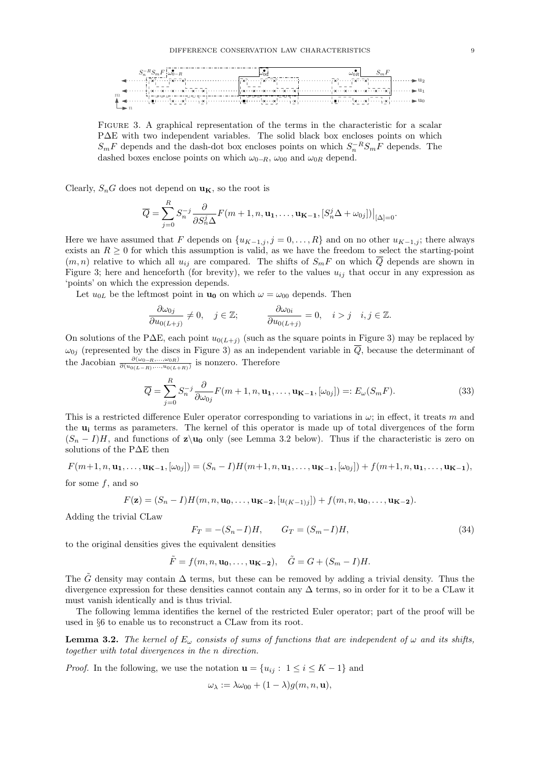FIGURE 3. A graphical representation of the terms in the characteristic for a scalar P$\Delta$E with two independent variables. The solid black box encloses points on which $S_mF$ depends and the dash-dot box encloses points on which $S_n^{-R}S_mF$ depends. The dashed boxes enclose points on which $\omega_{0-R}$, $\omega_{00}$ and $\omega_{0R}$ depend.

Clearly, $S_nG$ does not depend on $\mathbf{u_K}$, so the root is

$$\overline{Q} = \sum_{j=0}^{R} S_n^{-j} \frac{\partial}{\partial S_n^j \Delta} F(m+1, n, \mathbf{u_1}, \ldots, \mathbf{u_{K-1}}, [S_n^j \Delta + \omega_{0j}])\big|_{[\Delta]=0}.$$

Here we have assumed that $F$ depends on $\{u_{K-1,j}, j = 0, \ldots, R\}$ and on no other $u_{K-1,j}$; there always exists an $R \geq 0$ for which this assumption is valid, as we have the freedom to select the starting-point $(m, n)$ relative to which all $u_{ij}$ are compared. The shifts of $S_mF$ on which $\overline{Q}$ depends are shown in Figure 3; here and henceforth (for brevity), we refer to the values $u_{ij}$ that occur in any expression as 'points' on which the expression depends.

Let $u_{0L}$ be the leftmost point in $\mathbf{u_0}$ on which $\omega = \omega_{00}$ depends. Then

$$\frac{\partial \omega_{0j}}{\partial u_{0(L+j)}} \neq 0, \quad j \in \mathbb{Z}; \qquad\qquad \frac{\partial \omega_{0i}}{\partial u_{0(L+j)}} = 0, \quad i > j \quad i, j \in \mathbb{Z}.$$

On solutions of the P$\Delta$E, each point $u_{0(L+j)}$ (such as the square points in Figure 3) may be replaced by $\omega_{0j}$ (represented by the discs in Figure 3) as an independent variable in $\overline{Q}$, because the determinant of the Jacobian $\frac{\partial(\omega_{0-R}, \ldots, \omega_{0R})}{\partial(u_{0(L-R)}, \ldots, u_{0(L+R)})}$ is nonzero. Therefore

$$\overline{Q} = \sum_{j=0}^{R} S_n^{-j} \frac{\partial}{\partial \omega_{0j}} F(m+1, n, \mathbf{u_1}, \ldots, \mathbf{u_{K-1}}, [\omega_{0j}]) =: E_\omega(S_mF). \tag{33}$$

This is a restricted difference Euler operator corresponding to variations in $\omega$; in effect, it treats $m$ and the $\mathbf{u_i}$ terms as parameters. The kernel of this operator is made up of total divergences of the form $(S_n - I)H$, and functions of $\mathbf{z} \backslash \mathbf{u_0}$ only (see Lemma 3.2 below). Thus if the characteristic is zero on solutions of the P$\Delta$E then

$$F(m+1, n, \mathbf{u_1}, \ldots, \mathbf{u_{K-1}}, [\omega_{0j}]) = (S_n - I)H(m+1, n, \mathbf{u_1}, \ldots, \mathbf{u_{K-1}}, [\omega_{0j}]) + f(m+1, n, \mathbf{u_1}, \ldots, \mathbf{u_{K-1}}),$$

for some $f$, and so

$$F(\mathbf{z}) = (S_n - I)H(m, n, \mathbf{u_0}, \ldots, \mathbf{u_{K-2}}, [u_{(K-1)j}]) + f(m, n, \mathbf{u_0}, \ldots, \mathbf{u_{K-2}}).$$

Adding the trivial CLaw

$$F_T = -(S_n - I)H, \qquad G_T = (S_m - I)H, \tag{34}$$

to the original densities gives the equivalent densities

$$\tilde{F} = f(m, n, \mathbf{u_0}, \ldots, \mathbf{u_{K-2}}), \quad \tilde{G} = G + (S_m - I)H.$$

The $\tilde{G}$ density may contain $\Delta$ terms, but these can be removed by adding a trivial density. Thus the divergence expression for these densities cannot contain any $\Delta$ terms, so in order for it to be a CLaw it must vanish identically and is thus trivial.

The following lemma identifies the kernel of the restricted Euler operator; part of the proof will be used in §6 to enable us to reconstruct a CLaw from its root.

**Lemma 3.2.** *The kernel of $E_\omega$ consists of sums of functions that are independent of $\omega$ and its shifts, together with total divergences in the $n$ direction.*

*Proof.* In the following, we use the notation $\mathbf{u} = \{u_{ij} : 1 \leq i \leq K-1\}$ and

$$\omega_\lambda := \lambda\omega_{00} + (1 - \lambda)g(m, n, \mathbf{u}),$$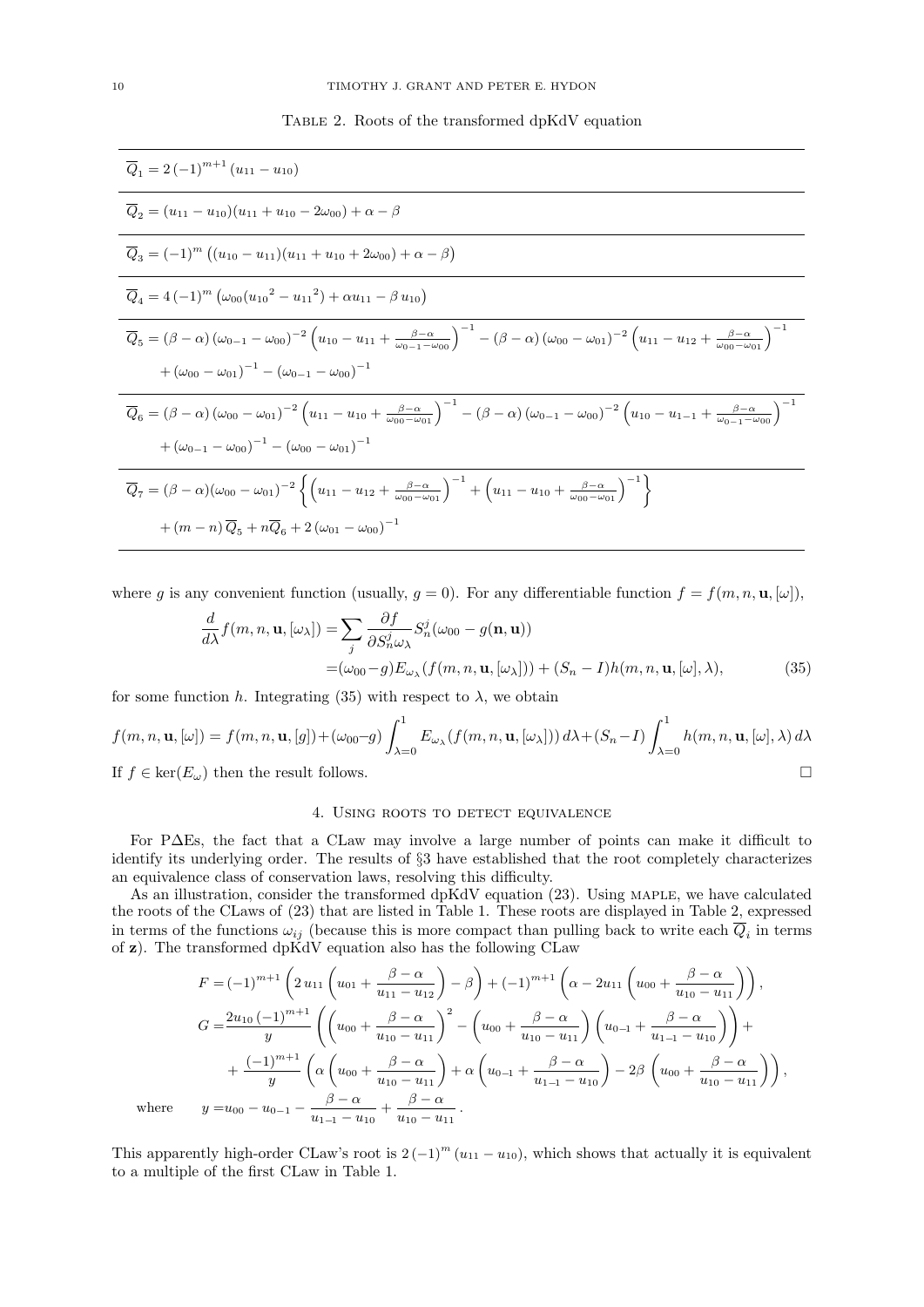Table 2. Roots of the transformed dpKdV equation

| |
|---|
| $\overline{Q}_1 = 2\,(-1)^{m+1}\,(u_{11} - u_{10})$ |
| $\overline{Q}_2 = (u_{11} - u_{10})(u_{11} + u_{10} - 2\omega_{00}) + \alpha - \beta$ |
| $\overline{Q}_3 = (-1)^m\,\big((u_{10} - u_{11})(u_{11} + u_{10} + 2\omega_{00}) + \alpha - \beta\big)$ |
| $\overline{Q}_4 = 4\,(-1)^m\,\big(\omega_{00}({u_{10}}^2 - {u_{11}}^2) + \alpha u_{11} - \beta\, u_{10}\big)$ |
| $\overline{Q}_5 = (\beta-\alpha)\,(\omega_{0-1} - \omega_{00})^{-2}\,\Big(u_{10} - u_{11} + \frac{\beta-\alpha}{\omega_{0-1}-\omega_{00}}\Big)^{-1} - (\beta-\alpha)\,(\omega_{00} - \omega_{01})^{-2}\,\Big(u_{11} - u_{12} + \frac{\beta-\alpha}{\omega_{00}-\omega_{01}}\Big)^{-1} + (\omega_{00} - \omega_{01})^{-1} - (\omega_{0-1} - \omega_{00})^{-1}$ |
| $\overline{Q}_6 = (\beta-\alpha)\,(\omega_{00} - \omega_{01})^{-2}\,\Big(u_{11} - u_{10} + \frac{\beta-\alpha}{\omega_{00}-\omega_{01}}\Big)^{-1} - (\beta-\alpha)\,(\omega_{0-1} - \omega_{00})^{-2}\,\Big(u_{10} - u_{1-1} + \frac{\beta-\alpha}{\omega_{0-1}-\omega_{00}}\Big)^{-1} + (\omega_{0-1} - \omega_{00})^{-1} - (\omega_{00} - \omega_{01})^{-1}$ |
| $\overline{Q}_7 = (\beta-\alpha)(\omega_{00} - \omega_{01})^{-2}\,\Big\{\Big(u_{11} - u_{12} + \frac{\beta-\alpha}{\omega_{00}-\omega_{01}}\Big)^{-1} + \Big(u_{11} - u_{10} + \frac{\beta-\alpha}{\omega_{00}-\omega_{01}}\Big)^{-1}\Big\} + (m-n)\,\overline{Q}_5 + n\overline{Q}_6 + 2\,(\omega_{01} - \omega_{00})^{-1}$ |

where $g$ is any convenient function (usually, $g = 0$). For any differentiable function $f = f(m, n, \mathbf{u}, [\omega])$,

$$
\begin{aligned}
\frac{d}{d\lambda} f(m, n, \mathbf{u}, [\omega_\lambda]) &= \sum_j \frac{\partial f}{\partial S_n^j \omega_\lambda} S_n^j(\omega_{00} - g(\mathbf{n}, \mathbf{u})) \\
&= (\omega_{00} - g) E_{\omega_\lambda}(f(m, n, \mathbf{u}, [\omega_\lambda])) + (S_n - I) h(m, n, \mathbf{u}, [\omega], \lambda), \qquad (35)
\end{aligned}
$$

for some function $h$. Integrating (35) with respect to $\lambda$, we obtain

$$
f(m, n, \mathbf{u}, [\omega]) = f(m, n, \mathbf{u}, [g]) + (\omega_{00} - g) \int_{\lambda=0}^{1} E_{\omega_\lambda}(f(m, n, \mathbf{u}, [\omega_\lambda]))\, d\lambda + (S_n - I) \int_{\lambda=0}^{1} h(m, n, \mathbf{u}, [\omega], \lambda)\, d\lambda
$$

If $f \in \ker(E_\omega)$ then the result follows. □

## 4. Using roots to detect equivalence

For P∆Es, the fact that a CLaw may involve a large number of points can make it difficult to identify its underlying order. The results of §3 have established that the root completely characterizes an equivalence class of conservation laws, resolving this difficulty.

As an illustration, consider the transformed dpKdV equation (23). Using MAPLE, we have calculated the roots of the CLaws of (23) that are listed in Table 1. These roots are displayed in Table 2, expressed in terms of the functions $\omega_{ij}$ (because this is more compact than pulling back to write each $\overline{Q}_i$ in terms of $\mathbf{z}$). The transformed dpKdV equation also has the following CLaw

$$
\begin{aligned}
F =& (-1)^{m+1} \left( 2\, u_{11} \left( u_{01} + \frac{\beta-\alpha}{u_{11} - u_{12}} \right) - \beta \right) + (-1)^{m+1} \left( \alpha - 2 u_{11} \left( u_{00} + \frac{\beta-\alpha}{u_{10} - u_{11}} \right) \right), \\
G =& \frac{2u_{10}\,(-1)^{m+1}}{y} \left( \left( u_{00} + \frac{\beta-\alpha}{u_{10} - u_{11}} \right)^2 - \left( u_{00} + \frac{\beta-\alpha}{u_{10} - u_{11}} \right) \left( u_{0-1} + \frac{\beta-\alpha}{u_{1-1} - u_{10}} \right) \right) + \\
& + \frac{(-1)^{m+1}}{y} \left( \alpha \left( u_{00} + \frac{\beta-\alpha}{u_{10} - u_{11}} \right) + \alpha \left( u_{0-1} + \frac{\beta-\alpha}{u_{1-1} - u_{10}} \right) - 2\beta \left( u_{00} + \frac{\beta-\alpha}{u_{10} - u_{11}} \right) \right), \\
\text{where} \quad y =& u_{00} - u_{0-1} - \frac{\beta-\alpha}{u_{1-1} - u_{10}} + \frac{\beta-\alpha}{u_{10} - u_{11}}\,.
\end{aligned}
$$

This apparently high-order CLaw's root is $2\,(-1)^m\,(u_{11} - u_{10})$, which shows that actually it is equivalent to a multiple of the first CLaw in Table 1.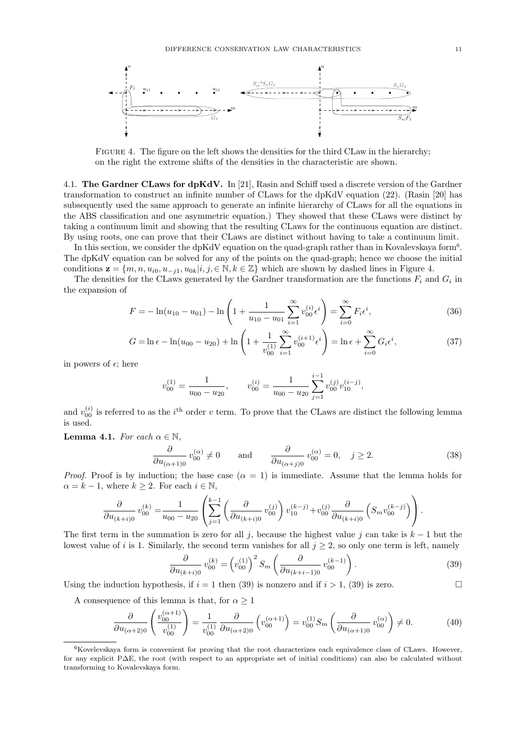FIGURE 4. The figure on the left shows the densities for the third CLaw in the hierarchy; on the right the extreme shifts of the densities in the characteristic are shown.

**4.1. The Gardner CLaws for dpKdV.** In [21], Rasin and Schiff used a discrete version of the Gardner transformation to construct an infinite number of CLaws for the dpKdV equation (22). (Rasin [20] has subsequently used the same approach to generate an infinite hierarchy of CLaws for all the equations in the ABS classification and one asymmetric equation.) They showed that these CLaws were distinct by taking a continuum limit and showing that the resulting CLaws for the continuous equation are distinct. By using roots, one can prove that their CLaws are distinct without having to take a continuum limit.

In this section, we consider the dpKdV equation on the quad-graph rather than in Kovalevskaya form[6]. The dpKdV equation can be solved for any of the points on the quad-graph; hence we choose the initial conditions $\mathbf{z} = \{m, n, u_{i0}, u_{-j1}, u_{0k} | i, j, \in \mathbb{N}, k \in \mathbb{Z}\}$ which are shown by dashed lines in Figure 4.

The densities for the CLaws generated by the Gardner transformation are the functions $F_i$ and $G_i$ in the expansion of

$$F = -\ln(u_{10} - u_{01}) - \ln\left(1 + \frac{1}{u_{10} - u_{01}} \sum_{i=1}^{\infty} v_{00}^{(i)} \epsilon^i\right) = \sum_{i=0}^{\infty} F_i \epsilon^i, \tag{36}$$

$$G = \ln\epsilon - \ln(u_{00} - u_{20}) + \ln\left(1 + \frac{1}{v_{00}^{(1)}} \sum_{i=1}^{\infty} v_{00}^{(i+1)} \epsilon^i\right) = \ln\epsilon + \sum_{i=0}^{\infty} G_i \epsilon^i, \tag{37}$$

in powers of $\epsilon$; here

$$v_{00}^{(1)} = \frac{1}{u_{00} - u_{20}}, \qquad v_{00}^{(i)} = \frac{1}{u_{00} - u_{20}} \sum_{j=1}^{i-1} v_{00}^{(j)} v_{10}^{(i-j)},$$

and $v_{00}^{(i)}$ is referred to as the $i^{\text{th}}$ order $v$ term. To prove that the CLaws are distinct the following lemma is used.

**Lemma 4.1.** *For each $\alpha \in \mathbb{N}$,*

$$\frac{\partial}{\partial u_{(\alpha+1)0}} v_{00}^{(\alpha)} \neq 0 \qquad \text{and} \qquad \frac{\partial}{\partial u_{(\alpha+j)0}} v_{00}^{(\alpha)} = 0, \quad j \geq 2. \tag{38}$$

*Proof.* Proof is by induction; the base case ($\alpha = 1$) is immediate. Assume that the lemma holds for $\alpha = k - 1$, where $k \geq 2$. For each $i \in \mathbb{N}$,

$$\frac{\partial}{\partial u_{(k+i)0}} v_{00}^{(k)} = \frac{1}{u_{00} - u_{20}} \left(\sum_{j=1}^{k-1} \left(\frac{\partial}{\partial u_{(k+i)0}} v_{00}^{(j)}\right) v_{10}^{(k-j)} + v_{00}^{(j)} \frac{\partial}{\partial u_{(k+i)0}} \left(S_m v_{00}^{(k-j)}\right)\right).$$

The first term in the summation is zero for all $j$, because the highest value $j$ can take is $k - 1$ but the lowest value of $i$ is 1. Similarly, the second term vanishes for all $j \geq 2$, so only one term is left, namely

$$\frac{\partial}{\partial u_{(k+i)0}} v_{00}^{(k)} = \left(v_{00}^{(1)}\right)^2 S_m \left(\frac{\partial}{\partial u_{(k+i-1)0}} v_{00}^{(k-1)}\right). \tag{39}$$

Using the induction hypothesis, if $i = 1$ then (39) is nonzero and if $i > 1$, (39) is zero. □

A consequence of this lemma is that, for $\alpha \geq 1$

$$\frac{\partial}{\partial u_{(\alpha+2)0}} \left(\frac{v_{00}^{(\alpha+1)}}{v_{00}^{(1)}}\right) = \frac{1}{v_{00}^{(1)}} \frac{\partial}{\partial u_{(\alpha+2)0}} \left(v_{00}^{(\alpha+1)}\right) = v_{00}^{(1)} S_m \left(\frac{\partial}{\partial u_{(\alpha+1)0}} v_{00}^{(\alpha)}\right) \neq 0. \tag{40}$$

[6]Kovelevskaya form is convenient for proving that the root characterizes each equivalence class of CLaws. However, for any explicit PΔE, the root (with respect to an appropriate set of initial conditions) can also be calculated without transforming to Kovalevskaya form.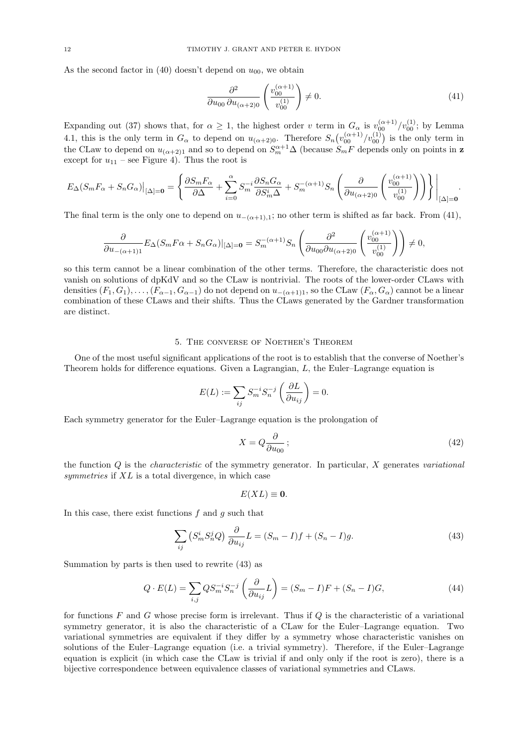As the second factor in (40) doesn't depend on $u_{00}$, we obtain

$$\frac{\partial^2}{\partial u_{00}\,\partial u_{(\alpha+2)0}}\left(\frac{v_{00}^{(\alpha+1)}}{v_{00}^{(1)}}\right) \neq 0. \tag{41}$$

Expanding out (37) shows that, for $\alpha \geq 1$, the highest order $v$ term in $G_\alpha$ is $v_{00}^{(\alpha+1)}/v_{00}^{(1)}$; by Lemma 4.1, this is the only term in $G_\alpha$ to depend on $u_{(\alpha+2)0}$. Therefore $S_n\big(v_{00}^{(\alpha+1)}/v_{00}^{(1)}\big)$ is the only term in the CLaw to depend on $u_{(\alpha+2)1}$ and so to depend on $S_m^{\alpha+1}\Delta$ (because $S_mF$ depends only on points in $\mathbf{z}$ except for $u_{11}$ – see Figure 4). Thus the root is

$$E_\Delta(S_mF_\alpha + S_nG_\alpha)\big|_{[\Delta]=\mathbf{0}} = \left\{\frac{\partial S_mF_\alpha}{\partial \Delta} + \sum_{i=0}^{\alpha} S_m^{-i}\frac{\partial S_nG_\alpha}{\partial S_m^i\Delta} + S_m^{-(\alpha+1)}S_n\left(\frac{\partial}{\partial u_{(\alpha+2)0}}\left(\frac{v_{00}^{(\alpha+1)}}{v_{00}^{(1)}}\right)\right)\right\}\Bigg|_{[\Delta]=\mathbf{0}}.$$

The final term is the only one to depend on $u_{-(\alpha+1),1}$; no other term is shifted as far back. From (41),

$$\frac{\partial}{\partial u_{-(\alpha+1)1}}E_\Delta(S_mF\alpha + S_nG_\alpha)|_{[\Delta]=\mathbf{0}} = S_m^{-(\alpha+1)}S_n\left(\frac{\partial^2}{\partial u_{00}\partial u_{(\alpha+2)0}}\left(\frac{v_{00}^{(\alpha+1)}}{v_{00}^{(1)}}\right)\right) \neq 0,$$

so this term cannot be a linear combination of the other terms. Therefore, the characteristic does not vanish on solutions of dpKdV and so the CLaw is nontrivial. The roots of the lower-order CLaws with densities $(F_1, G_1), \ldots, (F_{\alpha-1}, G_{\alpha-1})$ do not depend on $u_{-(\alpha+1)1}$, so the CLaw $(F_\alpha, G_\alpha)$ cannot be a linear combination of these CLaws and their shifts. Thus the CLaws generated by the Gardner transformation are distinct.

## 5. The converse of Noether's Theorem

One of the most useful significant applications of the root is to establish that the converse of Noether's Theorem holds for difference equations. Given a Lagrangian, $L$, the Euler–Lagrange equation is

$$E(L) := \sum_{ij} S_m^{-i}S_n^{-j}\left(\frac{\partial L}{\partial u_{ij}}\right) = 0.$$

Each symmetry generator for the Euler–Lagrange equation is the prolongation of

$$X = Q\frac{\partial}{\partial u_{00}}\,; \tag{42}$$

the function $Q$ is the *characteristic* of the symmetry generator. In particular, $X$ generates *variational symmetries* if $XL$ is a total divergence, in which case

$$E(XL) \equiv \mathbf{0}.$$

In this case, there exist functions $f$ and $g$ such that

$$\sum_{ij}\left(S_m^iS_n^jQ\right)\frac{\partial}{\partial u_{ij}}L = (S_m - I)f + (S_n - I)g. \tag{43}$$

Summation by parts is then used to rewrite (43) as

$$Q\cdot E(L) = \sum_{i,j} QS_m^{-i}S_n^{-j}\left(\frac{\partial}{\partial u_{ij}}L\right) = (S_m - I)F + (S_n - I)G, \tag{44}$$

for functions $F$ and $G$ whose precise form is irrelevant. Thus if $Q$ is the characteristic of a variational symmetry generator, it is also the characteristic of a CLaw for the Euler–Lagrange equation. Two variational symmetries are equivalent if they differ by a symmetry whose characteristic vanishes on solutions of the Euler–Lagrange equation (i.e. a trivial symmetry). Therefore, if the Euler–Lagrange equation is explicit (in which case the CLaw is trivial if and only only if the root is zero), there is a bijective correspondence between equivalence classes of variational symmetries and CLaws.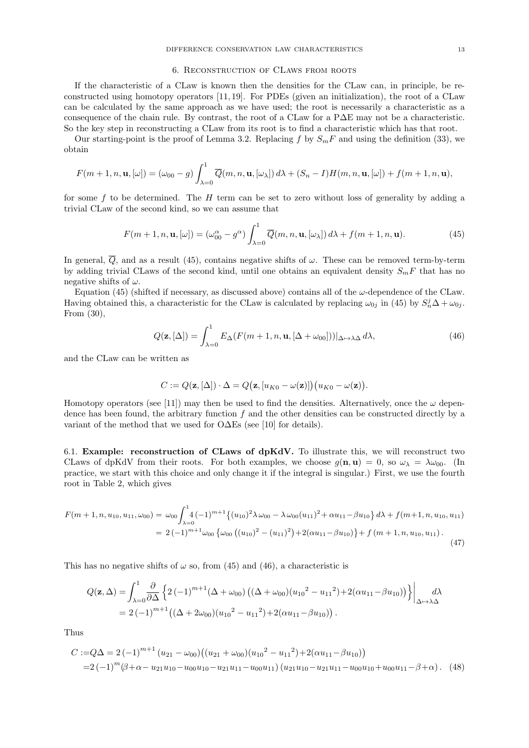## 6. Reconstruction of CLaws from roots

If the characteristic of a CLaw is known then the densities for the CLaw can, in principle, be reconstructed using homotopy operators [11, 19]. For PDEs (given an initialization), the root of a CLaw can be calculated by the same approach as we have used; the root is necessarily a characteristic as a consequence of the chain rule. By contrast, the root of a CLaw for a PΔE may not be a characteristic. So the key step in reconstructing a CLaw from its root is to find a characteristic which has that root.

Our starting-point is the proof of Lemma 3.2. Replacing $f$ by $S_mF$ and using the definition (33), we obtain

$$F(m+1,n,\mathbf{u},[\omega]) = (\omega_{00} - g)\int_{\lambda=0}^{1} \overline{Q}(m,n,\mathbf{u},[\omega_\lambda])\,d\lambda + (S_n - I)H(m,n,\mathbf{u},[\omega]) + f(m+1,n,\mathbf{u}),$$

for some $f$ to be determined. The $H$ term can be set to zero without loss of generality by adding a trivial CLaw of the second kind, so we can assume that

$$F(m+1,n,\mathbf{u},[\omega]) = (\omega_{00}^{\alpha} - g^{\alpha})\int_{\lambda=0}^{1} \overline{Q}(m,n,\mathbf{u},[\omega_\lambda])\,d\lambda + f(m+1,n,\mathbf{u}). \tag{45}$$

In general, $\overline{Q}$, and as a result (45), contains negative shifts of $\omega$. These can be removed term-by-term by adding trivial CLaws of the second kind, until one obtains an equivalent density $S_mF$ that has no negative shifts of $\omega$.

Equation (45) (shifted if necessary, as discussed above) contains all of the $\omega$-dependence of the CLaw. Having obtained this, a characteristic for the CLaw is calculated by replacing $\omega_{0j}$ in (45) by $S_n^j\Delta + \omega_{0j}$. From (30),

$$Q(\mathbf{z},[\Delta]) = \int_{\lambda=0}^{1} E_{\Delta}(F(m+1,n,\mathbf{u},[\Delta+\omega_{00}]))|_{\Delta\mapsto\lambda\Delta}\,d\lambda, \tag{46}$$

and the CLaw can be written as

$$C := Q(\mathbf{z},[\Delta])\cdot\Delta = Q\big(\mathbf{z},[u_{K0}-\omega(\mathbf{z})]\big)\big(u_{K0}-\omega(\mathbf{z})\big).$$

Homotopy operators (see [11]) may then be used to find the densities. Alternatively, once the $\omega$ dependence has been found, the arbitrary function $f$ and the other densities can be constructed directly by a variant of the method that we used for OΔEs (see [10] for details).

### 6.1. Example: reconstruction of CLaws of dpKdV.

To illustrate this, we will reconstruct two CLaws of dpKdV from their roots. For both examples, we choose $g(\mathbf{n},\mathbf{u}) = 0$, so $\omega_\lambda = \lambda\omega_{00}$. (In practice, we start with this choice and only change it if the integral is singular.) First, we use the fourth root in Table 2, which gives

$$\begin{aligned}F(m+1,n,u_{10},u_{11},\omega_{00}) &= \omega_{00}\int_{\lambda=0}^{1} 4\,(-1)^{m+1}\big\{(u_{10})^2\lambda\,\omega_{00} - \lambda\,\omega_{00}(u_{11})^2 + \alpha u_{11} - \beta u_{10}\big\}\,d\lambda + f(m+1,n,u_{10},u_{11})\\ &= 2\,(-1)^{m+1}\omega_{00}\left\{\omega_{00}\left((u_{10})^2 - (u_{11})^2\right) + 2(\alpha u_{11} - \beta u_{10})\right\} + f\left(m+1,n,u_{10},u_{11}\right).\end{aligned} \tag{47}$$

This has no negative shifts of $\omega$ so, from (45) and (46), a characteristic is

$$\begin{aligned}Q(\mathbf{z},\Delta) &= \int_{\lambda=0}^{1}\frac{\partial}{\partial\Delta}\left\{2\,(-1)^{m+1}(\Delta+\omega_{00})\left((\Delta+\omega_{00})({u_{10}}^2 - {u_{11}}^2) + 2(\alpha u_{11} - \beta u_{10})\right)\right\}\Big|_{\Delta\mapsto\lambda\Delta} d\lambda\\ &= 2\,(-1)^{m+1}\big((\Delta+2\omega_{00})({u_{10}}^2 - {u_{11}}^2) + 2(\alpha u_{11} - \beta u_{10})\big).\end{aligned}$$

Thus

$$\begin{aligned}C := Q\Delta &= 2\,(-1)^{m+1}\,(u_{21}-\omega_{00})\big((u_{21}+\omega_{00})({u_{10}}^2 - {u_{11}}^2) + 2(\alpha u_{11} - \beta u_{10})\big)\\ &= 2\,(-1)^{m}(\beta+\alpha - u_{21}u_{10} - u_{00}u_{10} - u_{21}u_{11} - u_{00}u_{11})\,(u_{21}u_{10} - u_{21}u_{11} - u_{00}u_{10} + u_{00}u_{11} - \beta + \alpha).\end{aligned} \tag{48}$$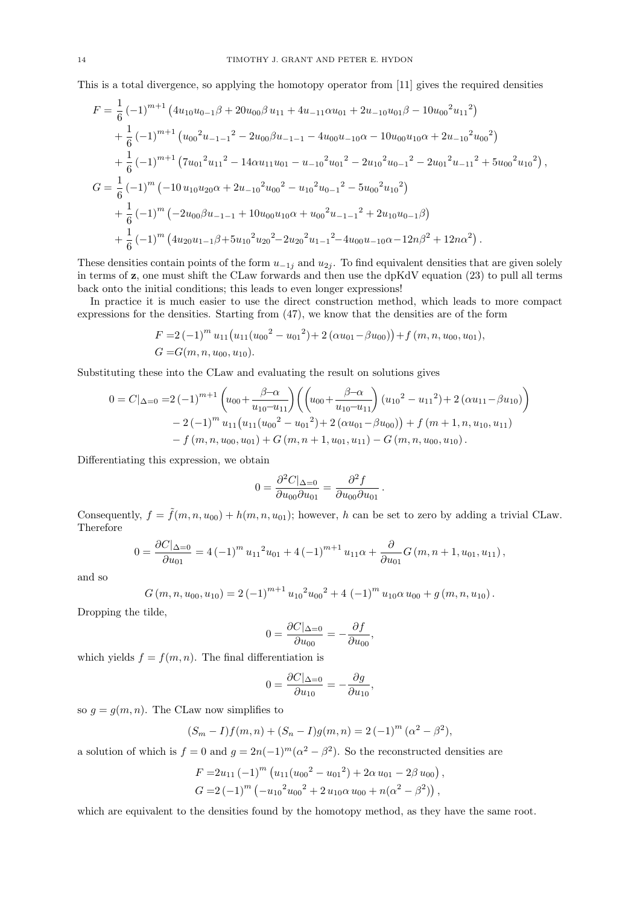This is a total divergence, so applying the homotopy operator from [11] gives the required densities

$$
\begin{aligned}
F = & \frac{1}{6}\,(-1)^{m+1}\left(4u_{10}u_{0-1}\beta + 20u_{00}\beta\, u_{11} + 4u_{-11}\alpha u_{01} + 2u_{-10}u_{01}\beta - 10{u_{00}}^2{u_{11}}^2\right)\\
& + \frac{1}{6}\,(-1)^{m+1}\left({u_{00}}^2{u_{-1-1}}^2 - 2u_{00}\beta u_{-1-1} - 4u_{00}u_{-10}\alpha - 10u_{00}u_{10}\alpha + 2{u_{-10}}^2{u_{00}}^2\right)\\
& + \frac{1}{6}\,(-1)^{m+1}\left(7{u_{01}}^2{u_{11}}^2 - 14\alpha u_{11}u_{01} - {u_{-10}}^2{u_{01}}^2 - 2{u_{10}}^2{u_{0-1}}^2 - 2{u_{01}}^2{u_{-11}}^2 + 5{u_{00}}^2{u_{10}}^2\right),\\
G = & \frac{1}{6}\,(-1)^{m}\left(-10\,u_{10}u_{20}\alpha + 2{u_{-10}}^2{u_{00}}^2 - {u_{10}}^2{u_{0-1}}^2 - 5{u_{00}}^2{u_{10}}^2\right)\\
& + \frac{1}{6}\,(-1)^{m}\left(-2u_{00}\beta u_{-1-1} + 10u_{00}u_{10}\alpha + {u_{00}}^2{u_{-1-1}}^2 + 2u_{10}u_{0-1}\beta\right)\\
& + \frac{1}{6}\,(-1)^{m}\left(4u_{20}u_{1-1}\beta + 5{u_{10}}^2{u_{20}}^2 - 2{u_{20}}^2{u_{1-1}}^2 - 4u_{00}u_{-10}\alpha - 12n\beta^2 + 12n\alpha^2\right).
\end{aligned}
$$

These densities contain points of the form $u_{-1j}$ and $u_{2j}$. To find equivalent densities that are given solely in terms of $\mathbf{z}$, one must shift the CLaw forwards and then use the dpKdV equation (23) to pull all terms back onto the initial conditions; this leads to even longer expressions!

In practice it is much easier to use the direct construction method, which leads to more compact expressions for the densities. Starting from (47), we know that the densities are of the form

$$
\begin{aligned}
F = & 2\,(-1)^m\, u_{11}\left(u_{11}({u_{00}}^2 - {u_{01}}^2) + 2\,(\alpha u_{01} - \beta u_{00})\right) + f\,(m,n,u_{00},u_{01}),\\
G = & G(m,n,u_{00},u_{10}).
\end{aligned}
$$

Substituting these into the CLaw and evaluating the result on solutions gives

$$
\begin{aligned}
0 = C|_{\Delta=0} = & 2\,(-1)^{m+1}\left(u_{00} + \frac{\beta-\alpha}{u_{10}-u_{11}}\right)\left(\left(u_{00} + \frac{\beta-\alpha}{u_{10}-u_{11}}\right)({u_{10}}^2 - {u_{11}}^2) + 2\,(\alpha u_{11} - \beta u_{10})\right)\\
& - 2\,(-1)^m\, u_{11}\left(u_{11}({u_{00}}^2 - {u_{01}}^2) + 2\,(\alpha u_{01} - \beta u_{00})\right) + f\,(m+1,n,u_{10},u_{11})\\
& - f\,(m,n,u_{00},u_{01}) + G\,(m,n+1,u_{01},u_{11}) - G\,(m,n,u_{00},u_{10}).
\end{aligned}
$$

Differentiating this expression, we obtain

$$
0 = \frac{\partial^2 C|_{\Delta=0}}{\partial u_{00}\partial u_{01}} = \frac{\partial^2 f}{\partial u_{00}\partial u_{01}}.
$$

Consequently, $f = \tilde{f}(m,n,u_{00}) + h(m,n,u_{01})$; however, $h$ can be set to zero by adding a trivial CLaw. Therefore

$$
0 = \frac{\partial C|_{\Delta=0}}{\partial u_{01}} = 4\,(-1)^m\, {u_{11}}^2 u_{01} + 4\,(-1)^{m+1}\, u_{11}\alpha + \frac{\partial}{\partial u_{01}} G\,(m,n+1,u_{01},u_{11}),
$$

and so

$$
G\,(m,n,u_{00},u_{10}) = 2\,(-1)^{m+1}\, {u_{10}}^2{u_{00}}^2 + 4\,(-1)^m\, u_{10}\alpha\, u_{00} + g\,(m,n,u_{10}).
$$

Dropping the tilde,

$$
0 = \frac{\partial C|_{\Delta=0}}{\partial u_{00}} = -\frac{\partial f}{\partial u_{00}},
$$

which yields $f = f(m,n)$. The final differentiation is

$$
0 = \frac{\partial C|_{\Delta=0}}{\partial u_{10}} = -\frac{\partial g}{\partial u_{10}},
$$

so $g = g(m,n)$. The CLaw now simplifies to

$$
(S_m - I)f(m,n) + (S_n - I)g(m,n) = 2\,(-1)^m\,(\alpha^2 - \beta^2),
$$

a solution of which is $f = 0$ and $g = 2n(-1)^m(\alpha^2 - \beta^2)$. So the reconstructed densities are

$$
\begin{aligned}
F = & 2u_{11}\,(-1)^m\left(u_{11}({u_{00}}^2 - {u_{01}}^2) + 2\alpha\, u_{01} - 2\beta\, u_{00}\right),\\
G = & 2\,(-1)^m\left(-{u_{10}}^2{u_{00}}^2 + 2\,u_{10}\alpha\, u_{00} + n(\alpha^2 - \beta^2)\right),
\end{aligned}
$$

which are equivalent to the densities found by the homotopy method, as they have the same root.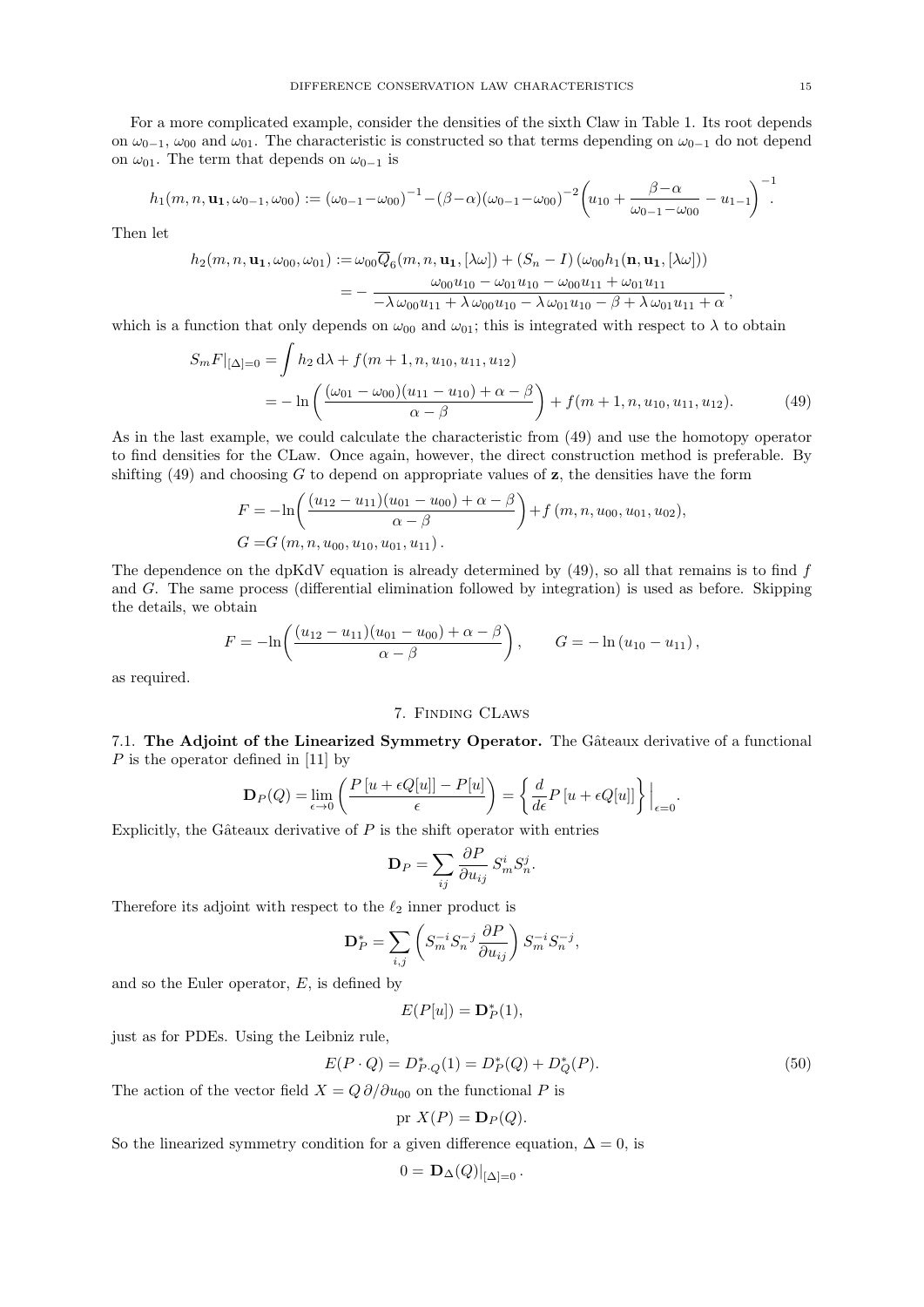For a more complicated example, consider the densities of the sixth Claw in Table 1. Its root depends on $\omega_{0-1}$, $\omega_{00}$ and $\omega_{01}$. The characteristic is constructed so that terms depending on $\omega_{0-1}$ do not depend on $\omega_{01}$. The term that depends on $\omega_{0-1}$ is

$$h_1(m,n,\mathbf{u_1},\omega_{0-1},\omega_{00}) := \left(\omega_{0-1}-\omega_{00}\right)^{-1} - (\beta-\alpha)\left(\omega_{0-1}-\omega_{00}\right)^{-2}\left(u_{10}+\frac{\beta-\alpha}{\omega_{0-1}-\omega_{00}}-u_{1-1}\right)^{-1}.$$

Then let

$$\begin{aligned}
h_2(m,n,\mathbf{u_1},\omega_{00},\omega_{01}) &:= \omega_{00}\overline{Q}_6(m,n,\mathbf{u_1},[\lambda\omega]) + (S_n - I)\left(\omega_{00}h_1(\mathbf{n},\mathbf{u_1},[\lambda\omega])\right)\\
&= -\,\frac{\omega_{00}u_{10}-\omega_{01}u_{10}-\omega_{00}u_{11}+\omega_{01}u_{11}}{-\lambda\,\omega_{00}u_{11}+\lambda\,\omega_{00}u_{10}-\lambda\,\omega_{01}u_{10}-\beta+\lambda\,\omega_{01}u_{11}+\alpha}\,,
\end{aligned}$$

which is a function that only depends on $\omega_{00}$ and $\omega_{01}$; this is integrated with respect to $\lambda$ to obtain

$$\begin{aligned}
S_mF|_{[\Delta]=0} &= \int h_2\,\mathrm{d}\lambda + f(m+1,n,u_{10},u_{11},u_{12})\\
&= -\ln\left(\frac{(\omega_{01}-\omega_{00})(u_{11}-u_{10})+\alpha-\beta}{\alpha-\beta}\right) + f(m+1,n,u_{10},u_{11},u_{12}). \qquad (49)
\end{aligned}$$

As in the last example, we could calculate the characteristic from (49) and use the homotopy operator to find densities for the CLaw. Once again, however, the direct construction method is preferable. By shifting (49) and choosing $G$ to depend on appropriate values of $\mathbf{z}$, the densities have the form

$$\begin{aligned}
F &= -\ln\!\left(\frac{(u_{12}-u_{11})(u_{01}-u_{00})+\alpha-\beta}{\alpha-\beta}\right) + f\left(m,n,u_{00},u_{01},u_{02}\right),\\
G &= G\left(m,n,u_{00},u_{10},u_{01},u_{11}\right).
\end{aligned}$$

The dependence on the dpKdV equation is already determined by (49), so all that remains is to find $f$ and $G$. The same process (differential elimination followed by integration) is used as before. Skipping the details, we obtain

$$F = -\ln\!\left(\frac{(u_{12}-u_{11})(u_{01}-u_{00})+\alpha-\beta}{\alpha-\beta}\right), \qquad G = -\ln\left(u_{10}-u_{11}\right),$$

as required.

## 7. Finding CLaws

**7.1. The Adjoint of the Linearized Symmetry Operator.** The Gâteaux derivative of a functional $P$ is the operator defined in [11] by

$$\mathbf{D}_P(Q) = \lim_{\epsilon\to 0}\left(\frac{P\left[u+\epsilon Q[u]\right]-P[u]}{\epsilon}\right) = \left\{\frac{d}{d\epsilon}P\left[u+\epsilon Q[u]\right]\right\}\Big|_{\epsilon=0}.$$

Explicitly, the Gâteaux derivative of $P$ is the shift operator with entries

$$\mathbf{D}_P = \sum_{ij}\frac{\partial P}{\partial u_{ij}}\,S_m^i S_n^j.$$

Therefore its adjoint with respect to the $\ell_2$ inner product is

$$\mathbf{D}_P^* = \sum_{i,j}\left(S_m^{-i}S_n^{-j}\,\frac{\partial P}{\partial u_{ij}}\right)S_m^{-i}S_n^{-j},$$

and so the Euler operator, $E$, is defined by

$$E(P[u]) = \mathbf{D}_P^*(1),$$

just as for PDEs. Using the Leibniz rule,

$$E(P\cdot Q) = D_{P\cdot Q}^*(1) = D_P^*(Q) + D_Q^*(P). \qquad (50)$$

The action of the vector field $X = Q\,\partial/\partial u_{00}$ on the functional $P$ is

$$\mathrm{pr}\;X(P) = \mathbf{D}_P(Q).$$

So the linearized symmetry condition for a given difference equation, $\Delta = 0$, is

$$0 = \left.\mathbf{D}_\Delta(Q)\right|_{[\Delta]=0}.$$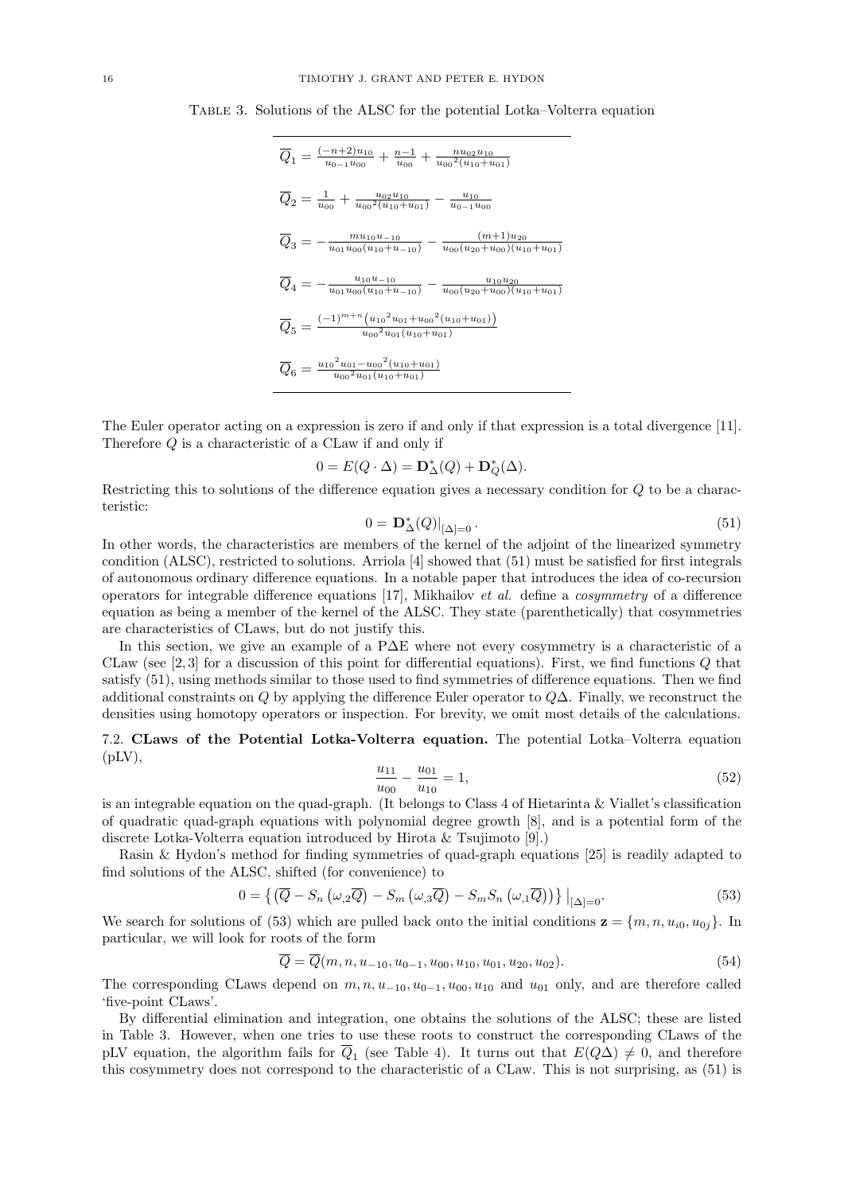Table 3. Solutions of the ALSC for the potential Lotka–Volterra equation

| |
|---|
| $\overline{Q}_1 = \frac{(-n+2)u_{10}}{u_{0-1}u_{00}} + \frac{n-1}{u_{00}} + \frac{n u_{02} u_{10}}{{u_{00}}^2(u_{10}+u_{01})}$ |
| $\overline{Q}_2 = \frac{1}{u_{00}} + \frac{u_{02}u_{10}}{{u_{00}}^2(u_{10}+u_{01})} - \frac{u_{10}}{u_{0-1}u_{00}}$ |
| $\overline{Q}_3 = -\frac{m u_{10} u_{-10}}{u_{01}u_{00}(u_{10}+u_{-10})} - \frac{(m+1)u_{20}}{u_{00}(u_{20}+u_{00})(u_{10}+u_{01})}$ |
| $\overline{Q}_4 = -\frac{u_{10}u_{-10}}{u_{01}u_{00}(u_{10}+u_{-10})} - \frac{u_{10}u_{20}}{u_{00}(u_{20}+u_{00})(u_{10}+u_{01})}$ |
| $\overline{Q}_5 = \frac{(-1)^{m+n}\left({u_{10}}^2 u_{01} + {u_{00}}^2(u_{10}+u_{01})\right)}{{u_{00}}^2 u_{01}(u_{10}+u_{01})}$ |
| $\overline{Q}_6 = \frac{{u_{10}}^2 u_{01} - {u_{00}}^2(u_{10}+u_{01})}{{u_{00}}^2 u_{01}(u_{10}+u_{01})}$ |

The Euler operator acting on a expression is zero if and only if that expression is a total divergence [11]. Therefore $Q$ is a characteristic of a CLaw if and only if

$$0 = E(Q \cdot \Delta) = \mathbf{D}^*_\Delta(Q) + \mathbf{D}^*_Q(\Delta).$$

Restricting this to solutions of the difference equation gives a necessary condition for $Q$ to be a characteristic:

$$0 = \mathbf{D}^*_\Delta(Q)\big|_{[\Delta]=0}. \tag{51}$$

In other words, the characteristics are members of the kernel of the adjoint of the linearized symmetry condition (ALSC), restricted to solutions. Arriola [4] showed that (51) must be satisfied for first integrals of autonomous ordinary difference equations. In a notable paper that introduces the idea of co-recursion operators for integrable difference equations [17], Mikhailov *et al.* define a *cosymmetry* of a difference equation as being a member of the kernel of the ALSC. They state (parenthetically) that cosymmetries are characteristics of CLaws, but do not justify this.

In this section, we give an example of a PΔE where not every cosymmetry is a characteristic of a CLaw (see [2, 3] for a discussion of this point for differential equations). First, we find functions $Q$ that satisfy (51), using methods similar to those used to find symmetries of difference equations. Then we find additional constraints on $Q$ by applying the difference Euler operator to $Q\Delta$. Finally, we reconstruct the densities using homotopy operators or inspection. For brevity, we omit most details of the calculations.

### 7.2. CLaws of the Potential Lotka-Volterra equation.

The potential Lotka–Volterra equation (pLV),

$$\frac{u_{11}}{u_{00}} - \frac{u_{01}}{u_{10}} = 1, \tag{52}$$

is an integrable equation on the quad-graph. (It belongs to Class 4 of Hietarinta & Viallet's classification of quadratic quad-graph equations with polynomial degree growth [8], and is a potential form of the discrete Lotka-Volterra equation introduced by Hirota & Tsujimoto [9].)

Rasin & Hydon's method for finding symmetries of quad-graph equations [25] is readily adapted to find solutions of the ALSC, shifted (for convenience) to

$$0 = \left\{ \left(\overline{Q} - S_n\left(\omega_{,2}\overline{Q}\right) - S_m\left(\omega_{,3}\overline{Q}\right) - S_m S_n\left(\omega_{,1}\overline{Q}\right)\right)\right\}\big|_{[\Delta]=0}. \tag{53}$$

We search for solutions of (53) which are pulled back onto the initial conditions $\mathbf{z} = \{m, n, u_{i0}, u_{0j}\}$. In particular, we will look for roots of the form

$$\overline{Q} = \overline{Q}(m, n, u_{-10}, u_{0-1}, u_{00}, u_{10}, u_{01}, u_{20}, u_{02}). \tag{54}$$

The corresponding CLaws depend on $m, n, u_{-10}, u_{0-1}, u_{00}, u_{10}$ and $u_{01}$ only, and are therefore called 'five-point CLaws'.

By differential elimination and integration, one obtains the solutions of the ALSC; these are listed in Table 3. However, when one tries to use these roots to construct the corresponding CLaws of the pLV equation, the algorithm fails for $\overline{Q}_1$ (see Table 4). It turns out that $E(Q\Delta) \neq 0$, and therefore this cosymmetry does not correspond to the characteristic of a CLaw. This is not surprising, as (51) is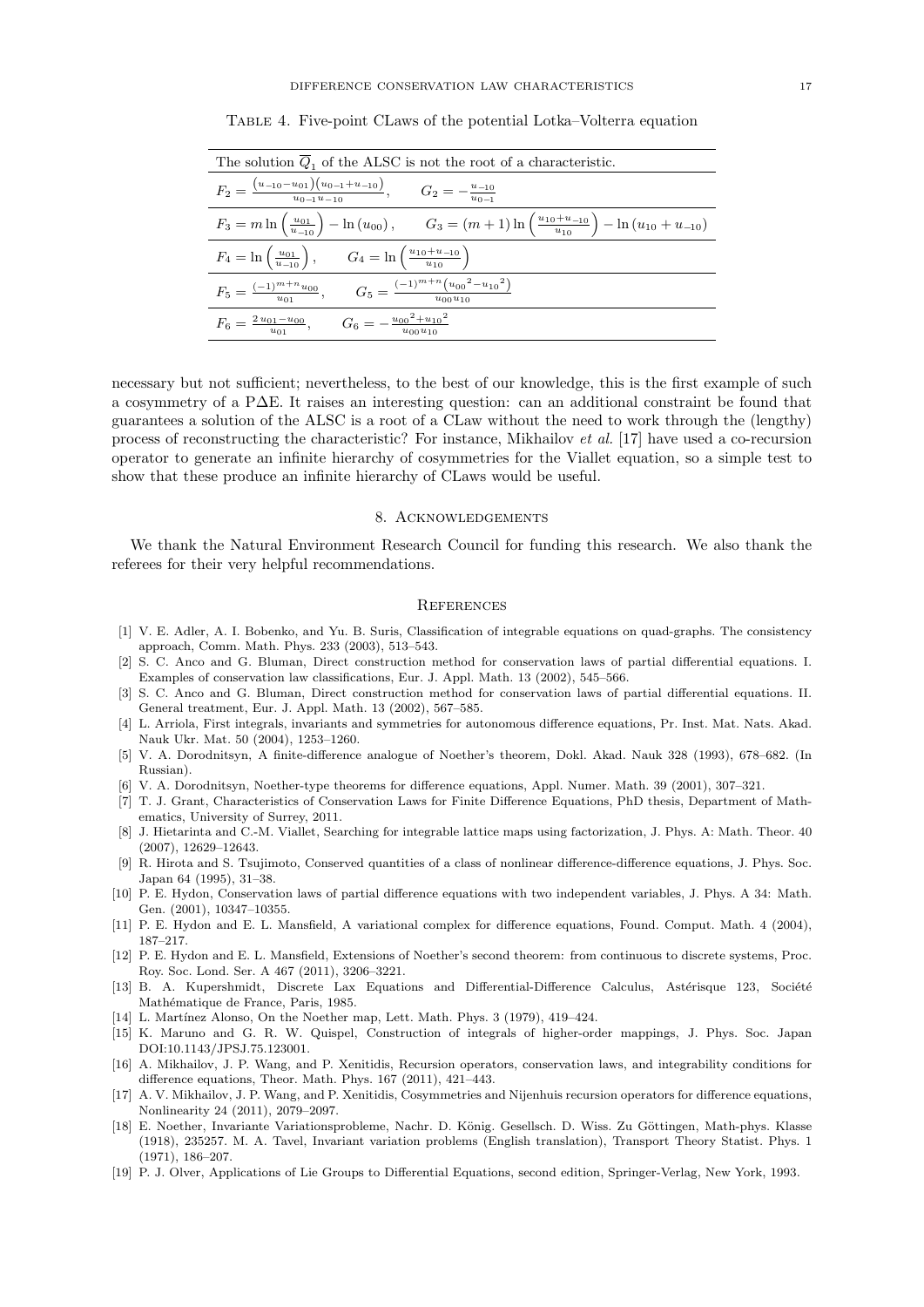Table 4. Five-point CLaws of the potential Lotka–Volterra equation

| The solution $\overline{Q}_1$ of the ALSC is not the root of a characteristic. | |
|---|---|
| $F_2 = \frac{(u_{-10}-u_{01})(u_{0-1}+u_{-10})}{u_{0-1}u_{-10}}$, | $G_2 = -\frac{u_{-10}}{u_{0-1}}$ |
| $F_3 = m\ln\left(\frac{u_{01}}{u_{-10}}\right) - \ln(u_{00})$, | $G_3 = (m+1)\ln\left(\frac{u_{10}+u_{-10}}{u_{10}}\right) - \ln(u_{10}+u_{-10})$ |
| $F_4 = \ln\left(\frac{u_{01}}{u_{-10}}\right)$, | $G_4 = \ln\left(\frac{u_{10}+u_{-10}}{u_{10}}\right)$ |
| $F_5 = \frac{(-1)^{m+n}u_{00}}{u_{01}}$, | $G_5 = \frac{(-1)^{m+n}\left({u_{00}}^2-{u_{10}}^2\right)}{u_{00}u_{10}}$ |
| $F_6 = \frac{2u_{01}-u_{00}}{u_{01}}$, | $G_6 = -\frac{{u_{00}}^2+{u_{10}}^2}{u_{00}u_{10}}$ |

necessary but not sufficient; nevertheless, to the best of our knowledge, this is the first example of such a cosymmetry of a PΔE. It raises an interesting question: can an additional constraint be found that guarantees a solution of the ALSC is a root of a CLaw without the need to work through the (lengthy) process of reconstructing the characteristic? For instance, Mikhailov *et al.* [17] have used a co-recursion operator to generate an infinite hierarchy of cosymmetries for the Viallet equation, so a simple test to show that these produce an infinite hierarchy of CLaws would be useful.

## 8. Acknowledgements

We thank the Natural Environment Research Council for funding this research. We also thank the referees for their very helpful recommendations.

## References

[1] V. E. Adler, A. I. Bobenko, and Yu. B. Suris, Classification of integrable equations on quad-graphs. The consistency approach, Comm. Math. Phys. 233 (2003), 513–543.

[2] S. C. Anco and G. Bluman, Direct construction method for conservation laws of partial differential equations. I. Examples of conservation law classifications, Eur. J. Appl. Math. 13 (2002), 545–566.

[3] S. C. Anco and G. Bluman, Direct construction method for conservation laws of partial differential equations. II. General treatment, Eur. J. Appl. Math. 13 (2002), 567–585.

[4] L. Arriola, First integrals, invariants and symmetries for autonomous difference equations, Pr. Inst. Mat. Nats. Akad. Nauk Ukr. Mat. 50 (2004), 1253–1260.

[5] V. A. Dorodnitsyn, A finite-difference analogue of Noether's theorem, Dokl. Akad. Nauk 328 (1993), 678–682. (In Russian).

[6] V. A. Dorodnitsyn, Noether-type theorems for difference equations, Appl. Numer. Math. 39 (2001), 307–321.

[7] T. J. Grant, Characteristics of Conservation Laws for Finite Difference Equations, PhD thesis, Department of Mathematics, University of Surrey, 2011.

[8] J. Hietarinta and C.-M. Viallet, Searching for integrable lattice maps using factorization, J. Phys. A: Math. Theor. 40 (2007), 12629–12643.

[9] R. Hirota and S. Tsujimoto, Conserved quantities of a class of nonlinear difference-difference equations, J. Phys. Soc. Japan 64 (1995), 31–38.

[10] P. E. Hydon, Conservation laws of partial difference equations with two independent variables, J. Phys. A 34: Math. Gen. (2001), 10347–10355.

[11] P. E. Hydon and E. L. Mansfield, A variational complex for difference equations, Found. Comput. Math. 4 (2004), 187–217.

[12] P. E. Hydon and E. L. Mansfield, Extensions of Noether's second theorem: from continuous to discrete systems, Proc. Roy. Soc. Lond. Ser. A 467 (2011), 3206–3221.

[13] B. A. Kupershmidt, Discrete Lax Equations and Differential-Difference Calculus, Astérisque 123, Société Mathématique de France, Paris, 1985.

[14] L. Martínez Alonso, On the Noether map, Lett. Math. Phys. 3 (1979), 419–424.

[15] K. Maruno and G. R. W. Quispel, Construction of integrals of higher-order mappings, J. Phys. Soc. Japan DOI:10.1143/JPSJ.75.123001.

[16] A. Mikhailov, J. P. Wang, and P. Xenitidis, Recursion operators, conservation laws, and integrability conditions for difference equations, Theor. Math. Phys. 167 (2011), 421–443.

[17] A. V. Mikhailov, J. P. Wang, and P. Xenitidis, Cosymmetries and Nijenhuis recursion operators for difference equations, Nonlinearity 24 (2011), 2079–2097.

[18] E. Noether, Invariante Variationsprobleme, Nachr. D. König. Gesellsch. D. Wiss. Zu Göttingen, Math-phys. Klasse (1918), 235257. M. A. Tavel, Invariant variation problems (English translation), Transport Theory Statist. Phys. 1 (1971), 186–207.

[19] P. J. Olver, Applications of Lie Groups to Differential Equations, second edition, Springer-Verlag, New York, 1993.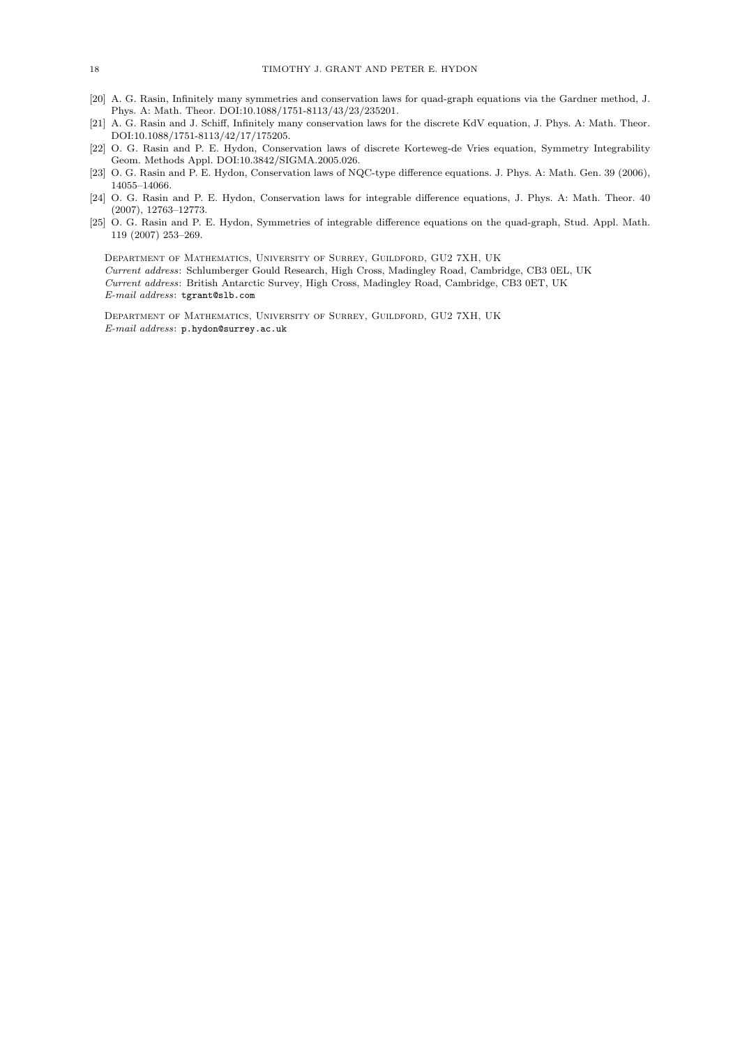[20] A. G. Rasin, Infinitely many symmetries and conservation laws for quad-graph equations via the Gardner method, J. Phys. A: Math. Theor. DOI:10.1088/1751-8113/43/23/235201.

[21] A. G. Rasin and J. Schiff, Infinitely many conservation laws for the discrete KdV equation, J. Phys. A: Math. Theor. DOI:10.1088/1751-8113/42/17/175205.

[22] O. G. Rasin and P. E. Hydon, Conservation laws of discrete Korteweg-de Vries equation, Symmetry Integrability Geom. Methods Appl. DOI:10.3842/SIGMA.2005.026.

[23] O. G. Rasin and P. E. Hydon, Conservation laws of NQC-type difference equations. J. Phys. A: Math. Gen. 39 (2006), 14055–14066.

[24] O. G. Rasin and P. E. Hydon, Conservation laws for integrable difference equations, J. Phys. A: Math. Theor. 40 (2007), 12763–12773.

[25] O. G. Rasin and P. E. Hydon, Symmetries of integrable difference equations on the quad-graph, Stud. Appl. Math. 119 (2007) 253–269.

Department of Mathematics, University of Surrey, Guildford, GU2 7XH, UK
*Current address*: Schlumberger Gould Research, High Cross, Madingley Road, Cambridge, CB3 0EL, UK
*Current address*: British Antarctic Survey, High Cross, Madingley Road, Cambridge, CB3 0ET, UK
*E-mail address*: tgrant@slb.com

Department of Mathematics, University of Surrey, Guildford, GU2 7XH, UK
*E-mail address*: p.hydon@surrey.ac.uk